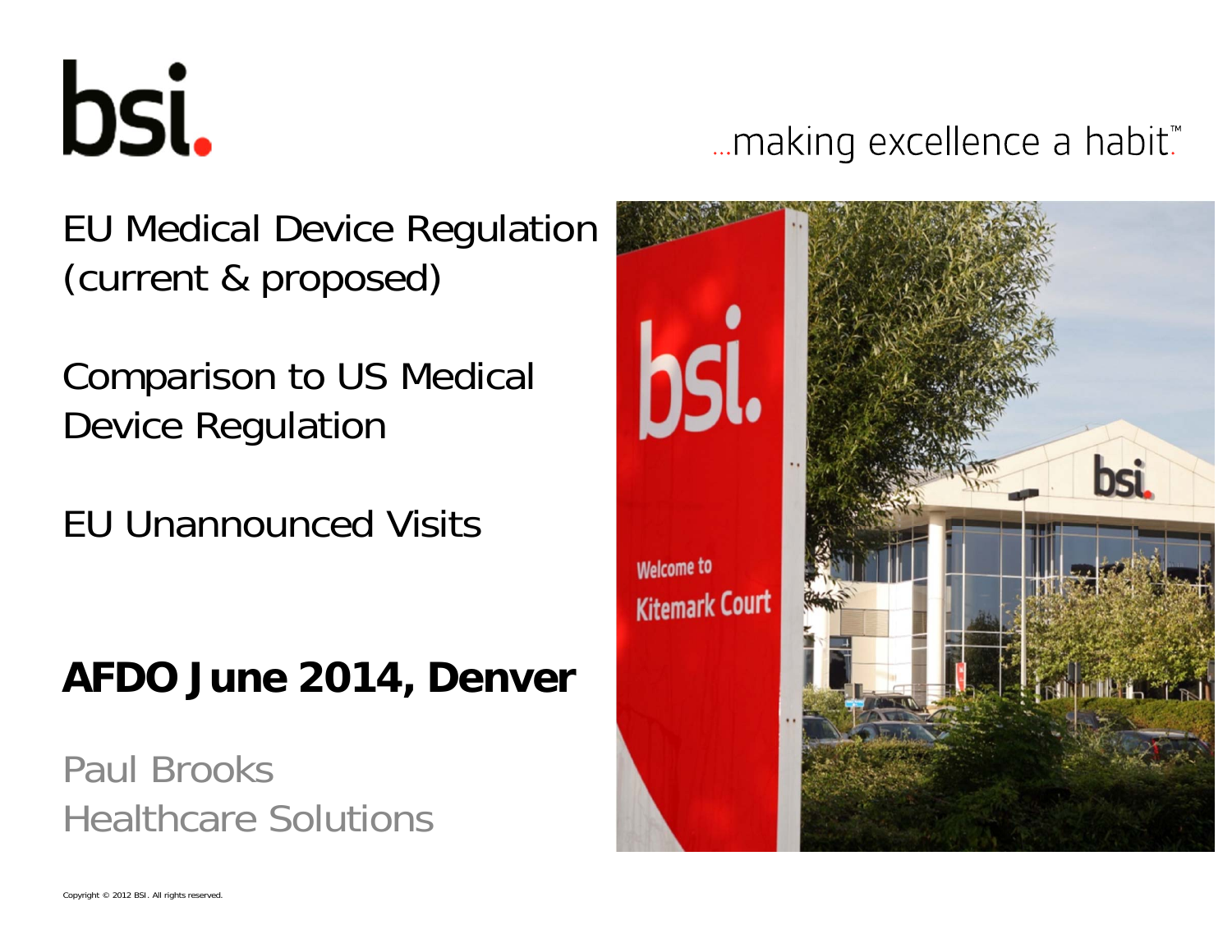bsi.

...making excellence a habit™

EU Medical Device Regulation (current & proposed)

Comparison to US Medical Device Regulation

EU Unannounced Visits

**AFDO June 2014, Denver**

Paul Brooks
Healthcare Solutions

Copyright © 2012 BSI. All rights reserved.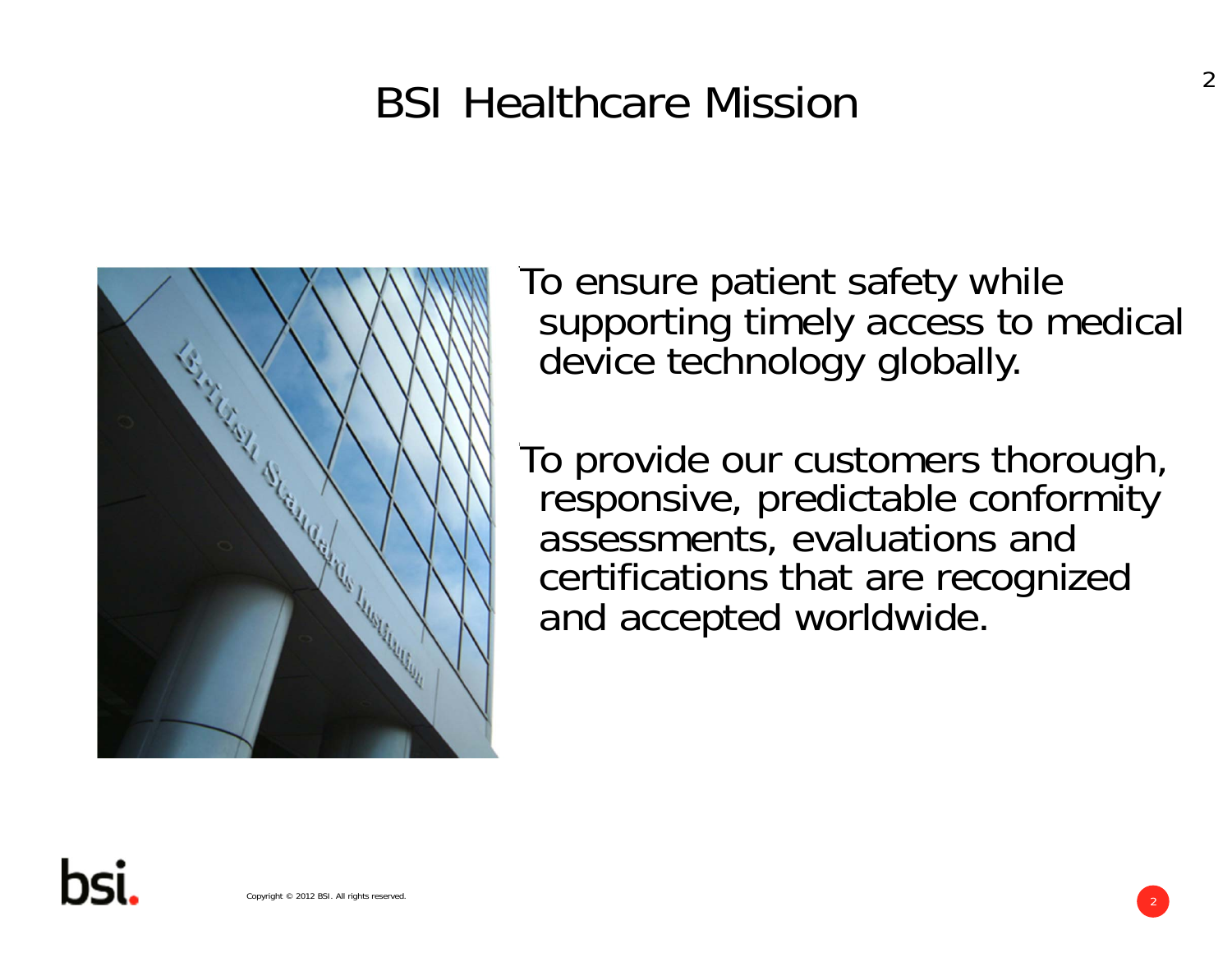# BSI Healthcare Mission

- To ensure patient safety while supporting timely access to medical device technology globally.

- To provide our customers thorough, responsive, predictable conformity assessments, evaluations and certifications that are recognized and accepted worldwide.

Copyright © 2012 BSI. All rights reserved.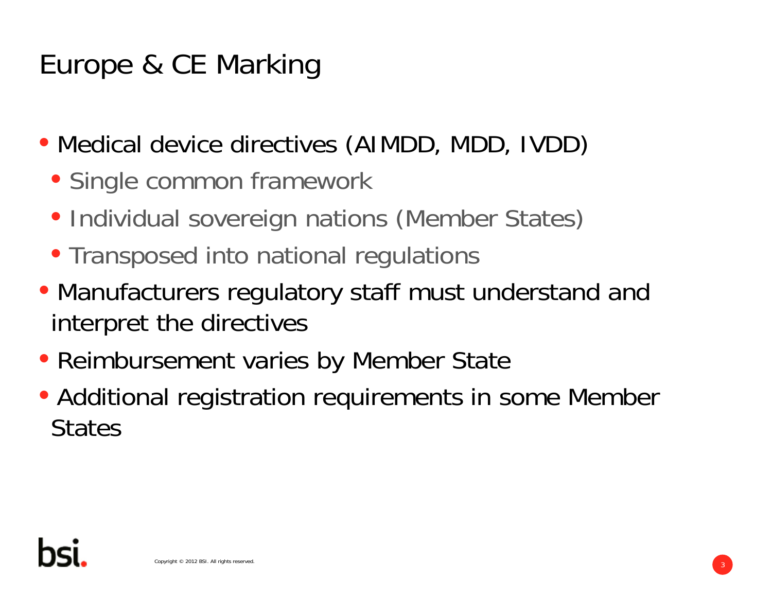# Europe & CE Marking

- Medical device directives (AIMDD, MDD, IVDD)
  - Single common framework
  - Individual sovereign nations (Member States)
  - Transposed into national regulations
- Manufacturers regulatory staff must understand and interpret the directives
- Reimbursement varies by Member State
- Additional registration requirements in some Member States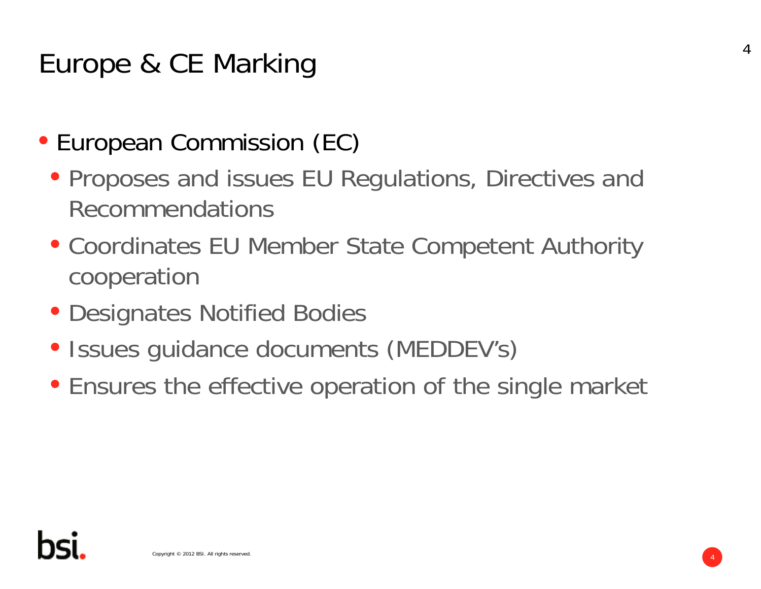# Europe & CE Marking

- European Commission (EC)
  - Proposes and issues EU Regulations, Directives and Recommendations
  - Coordinates EU Member State Competent Authority cooperation
  - Designates Notified Bodies
  - Issues guidance documents (MEDDEV's)
  - Ensures the effective operation of the single market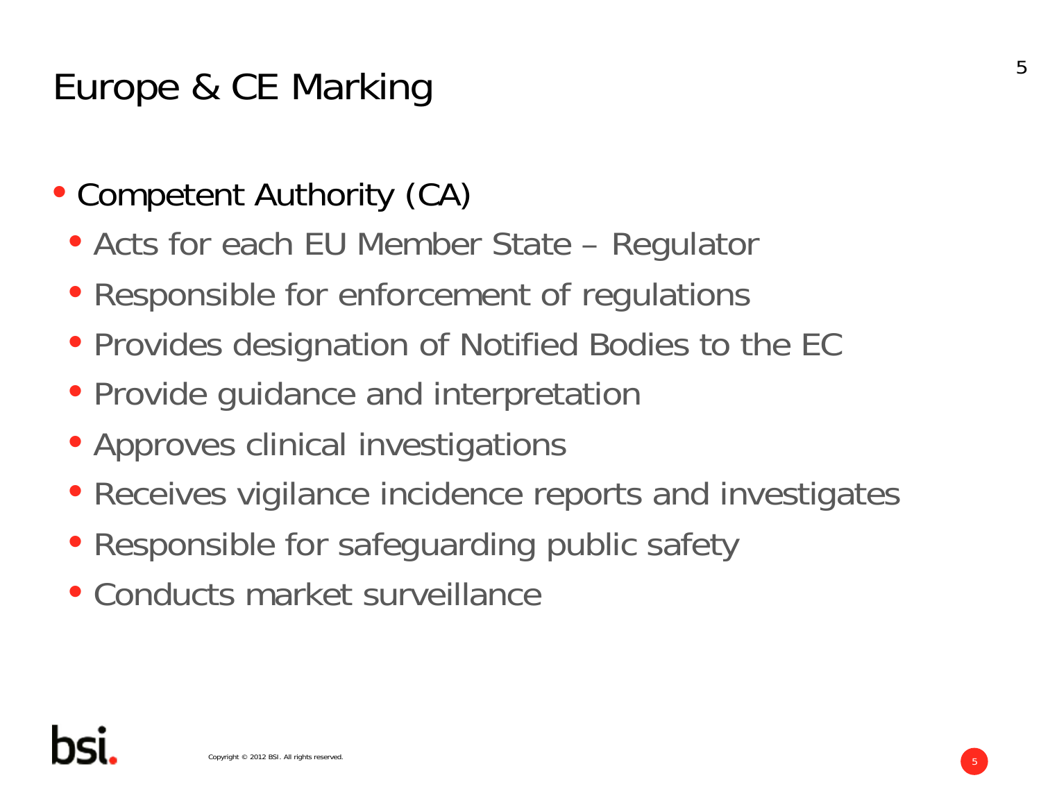# Europe & CE Marking

- Competent Authority (CA)
  - Acts for each EU Member State – Regulator
  - Responsible for enforcement of regulations
  - Provides designation of Notified Bodies to the EC
  - Provide guidance and interpretation
  - Approves clinical investigations
  - Receives vigilance incidence reports and investigates
  - Responsible for safeguarding public safety
  - Conducts market surveillance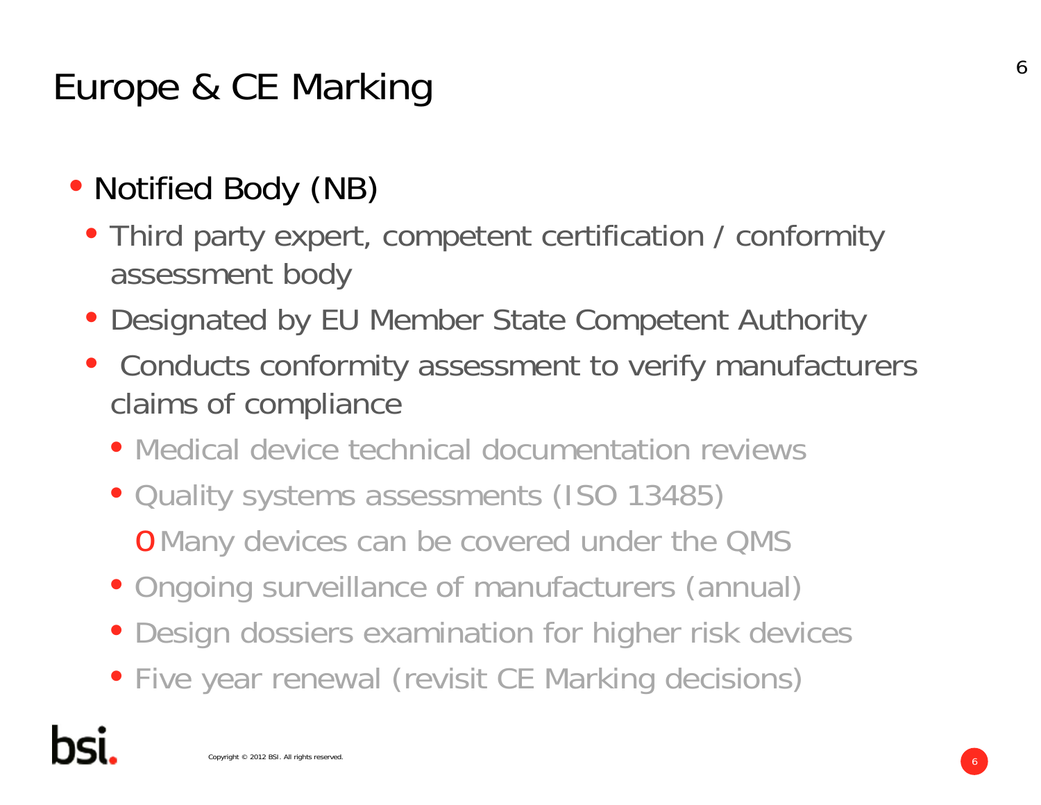# Europe & CE Marking

- Notified Body (NB)
  - Third party expert, competent certification / conformity assessment body
  - Designated by EU Member State Competent Authority
  - Conducts conformity assessment to verify manufacturers claims of compliance
    - Medical device technical documentation reviews
    - Quality systems assessments (ISO 13485)
      - Many devices can be covered under the QMS
    - Ongoing surveillance of manufacturers (annual)
    - Design dossiers examination for higher risk devices
    - Five year renewal (revisit CE Marking decisions)

Copyright © 2012 BSI. All rights reserved.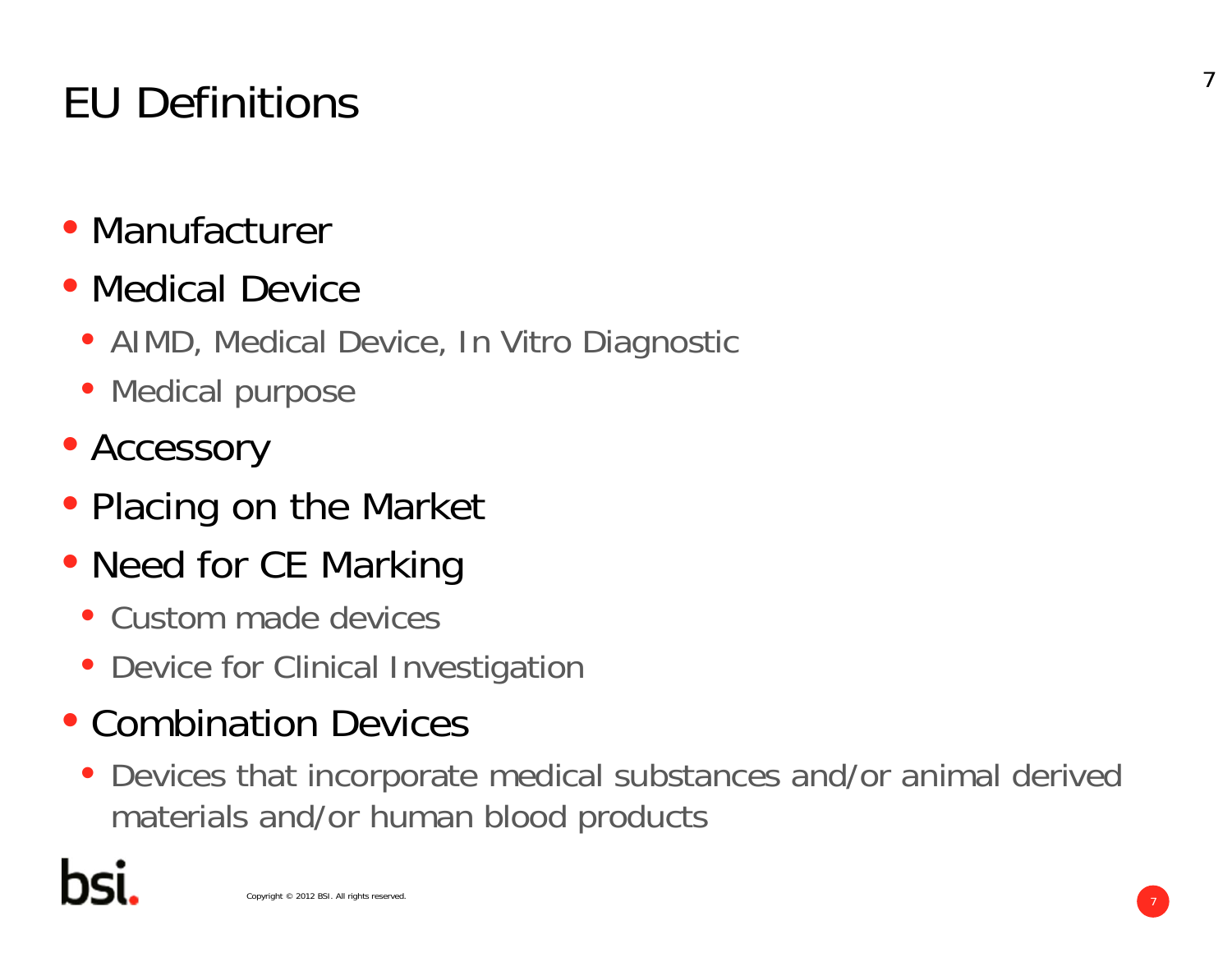# EU Definitions

- Manufacturer
- Medical Device
  - AIMD, Medical Device, In Vitro Diagnostic
  - Medical purpose
- Accessory
- Placing on the Market
- Need for CE Marking
  - Custom made devices
  - Device for Clinical Investigation
- Combination Devices
  - Devices that incorporate medical substances and/or animal derived materials and/or human blood products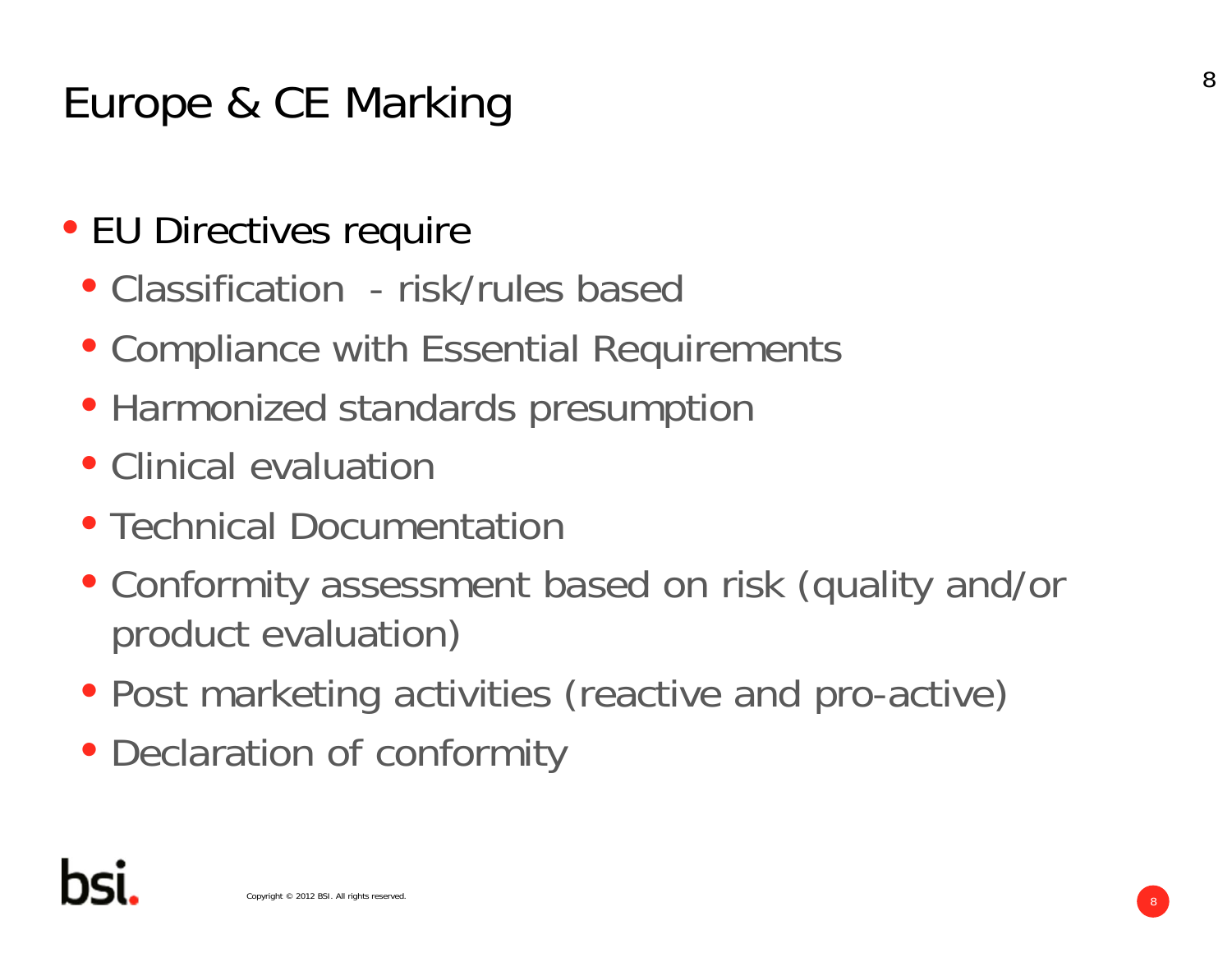# Europe & CE Marking

- EU Directives require
  - Classification - risk/rules based
  - Compliance with Essential Requirements
  - Harmonized standards presumption
  - Clinical evaluation
  - Technical Documentation
  - Conformity assessment based on risk (quality and/or product evaluation)
  - Post marketing activities (reactive and pro-active)
  - Declaration of conformity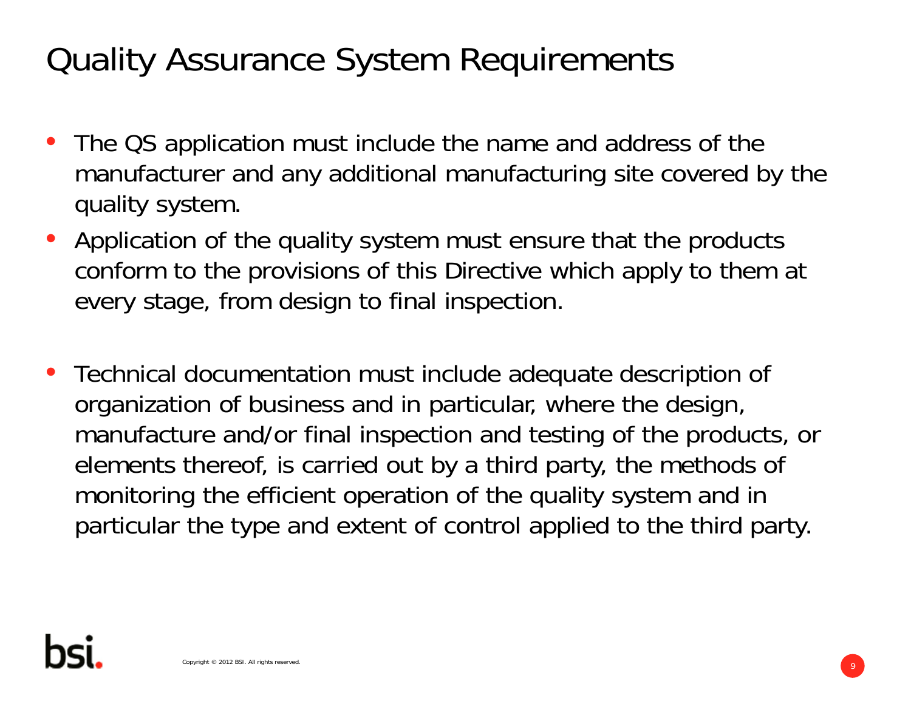# Quality Assurance System Requirements

- The QS application must include the name and address of the manufacturer and any additional manufacturing site covered by the quality system.
- Application of the quality system must ensure that the products conform to the provisions of this Directive which apply to them at every stage, from design to final inspection.

- Technical documentation must include adequate description of organization of business and in particular, where the design, manufacture and/or final inspection and testing of the products, or elements thereof, is carried out by a third party, the methods of monitoring the efficient operation of the quality system and in particular the type and extent of control applied to the third party.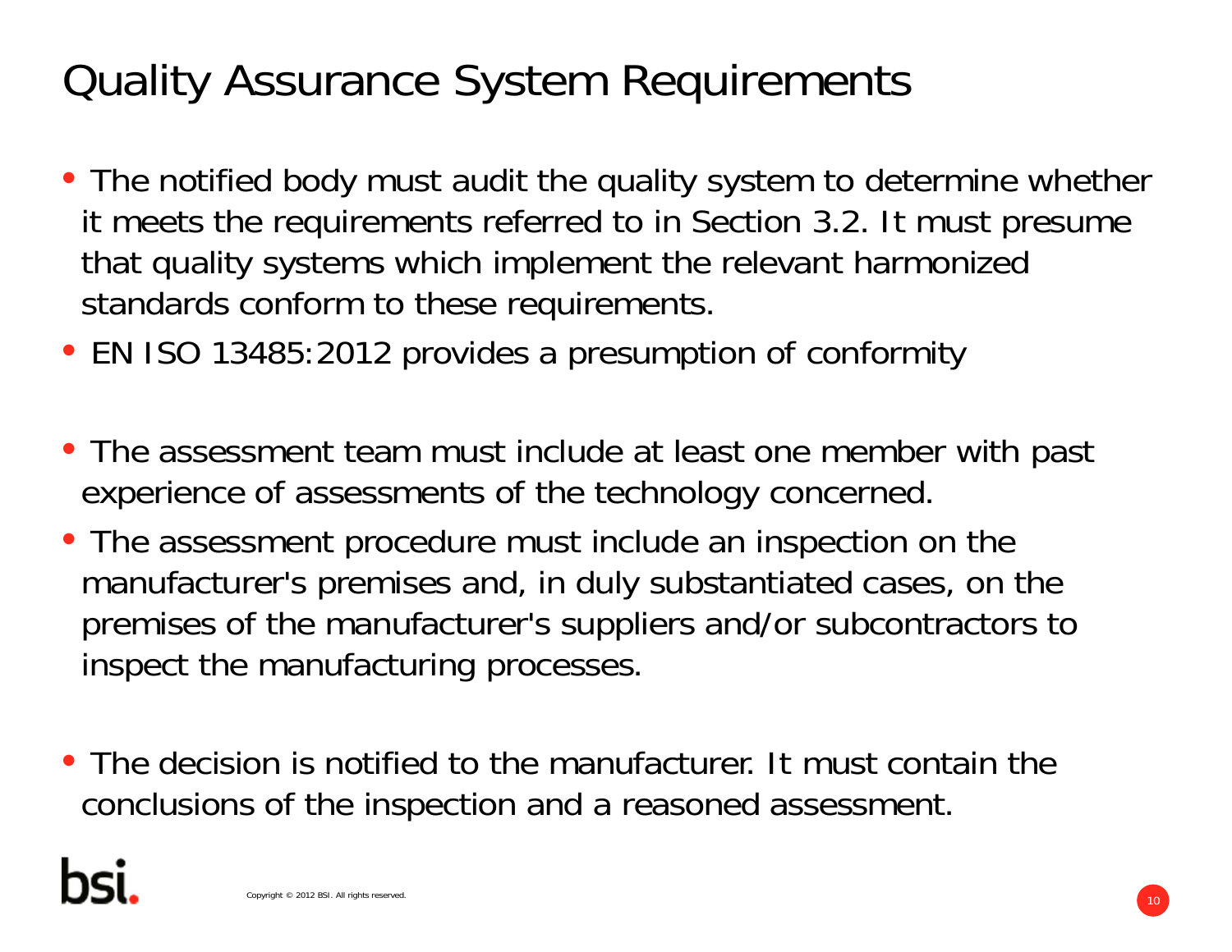# Quality Assurance System Requirements

- The notified body must audit the quality system to determine whether it meets the requirements referred to in Section 3.2. It must presume that quality systems which implement the relevant harmonized standards conform to these requirements.
- EN ISO 13485:2012 provides a presumption of conformity

- The assessment team must include at least one member with past experience of assessments of the technology concerned.
- The assessment procedure must include an inspection on the manufacturer's premises and, in duly substantiated cases, on the premises of the manufacturer's suppliers and/or subcontractors to inspect the manufacturing processes.

- The decision is notified to the manufacturer. It must contain the conclusions of the inspection and a reasoned assessment.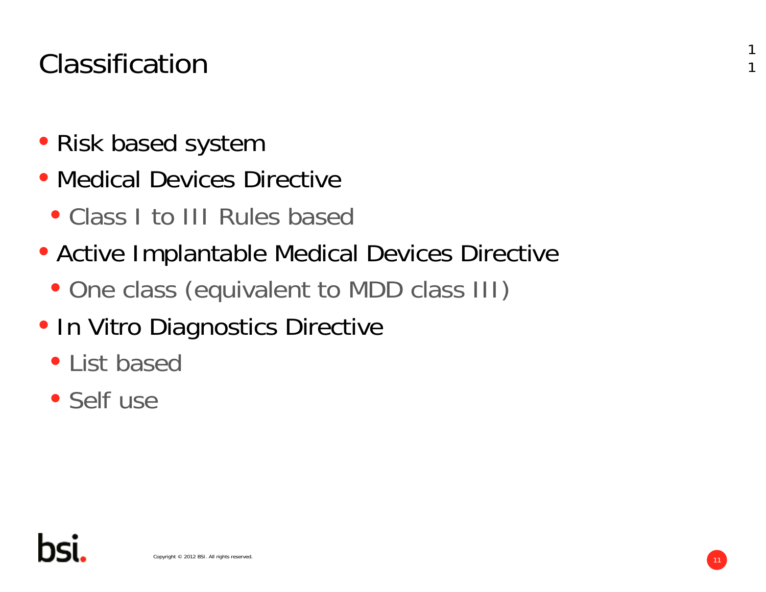# Classification

- Risk based system
- Medical Devices Directive
  - Class I to III Rules based
- Active Implantable Medical Devices Directive
  - One class (equivalent to MDD class III)
- In Vitro Diagnostics Directive
  - List based
  - Self use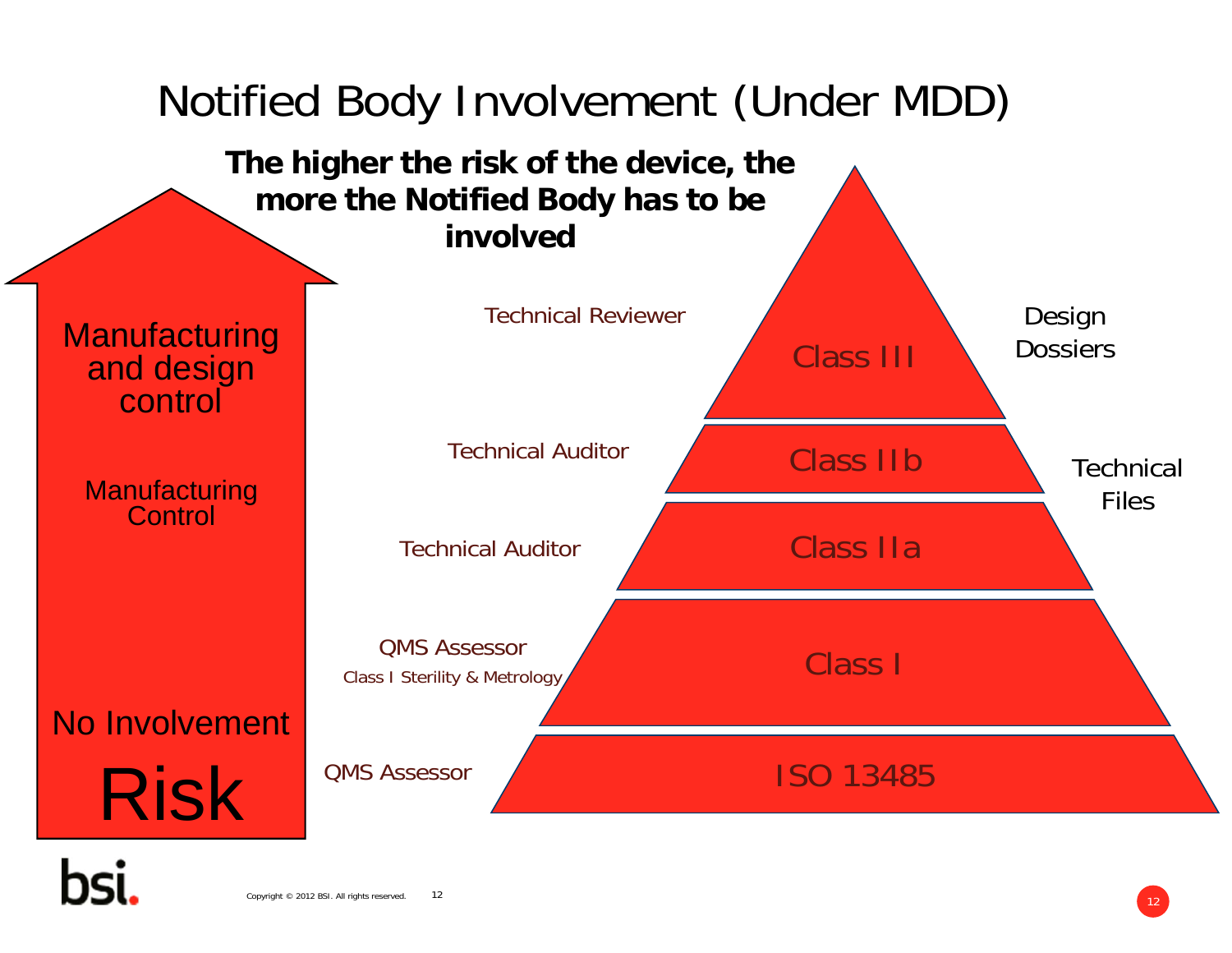# Notified Body Involvement (Under MDD)

**The higher the risk of the device, the more the Notified Body has to be involved**

Manufacturing and design control

Manufacturing Control

No Involvement

Risk

| Role | Class | Documentation |
|---|---|---|
| Technical Reviewer | Class III | Design Dossiers |
| Technical Auditor | Class IIb | Technical Files |
| Technical Auditor | Class IIa | Technical Files |
| QMS Assessor (Class I Sterility & Metrology) | Class I | |
| QMS Assessor | ISO 13485 | |

Copyright © 2012 BSI. All rights reserved.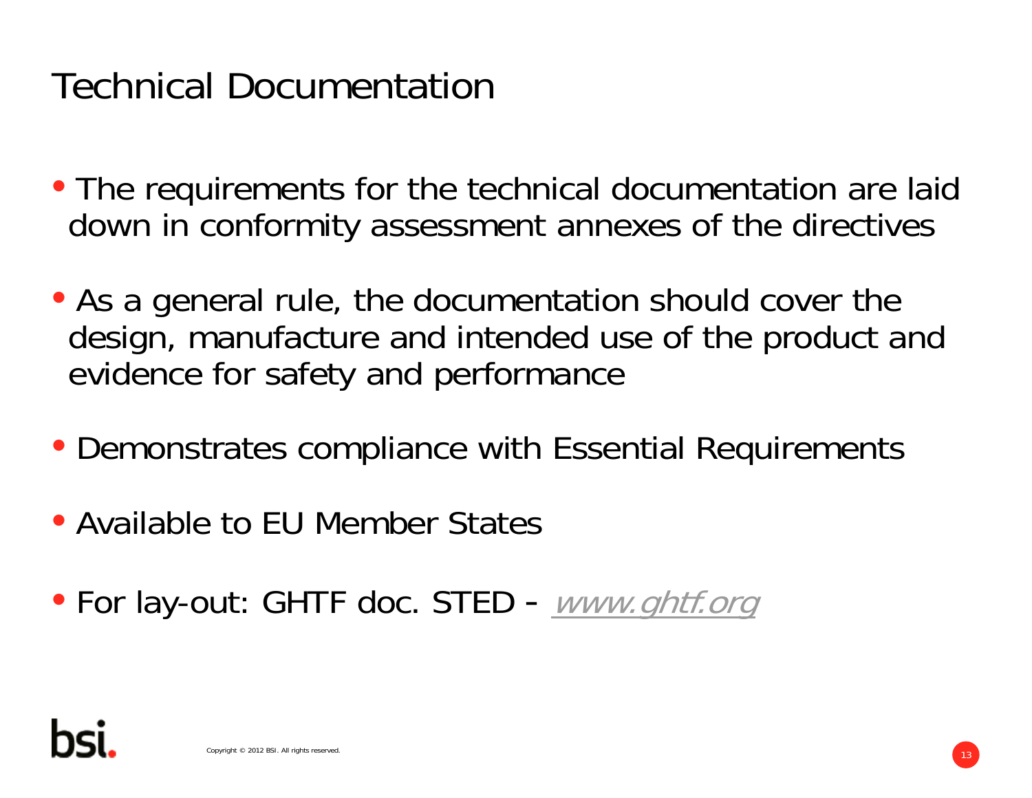# Technical Documentation

- The requirements for the technical documentation are laid down in conformity assessment annexes of the directives
- As a general rule, the documentation should cover the design, manufacture and intended use of the product and evidence for safety and performance
- Demonstrates compliance with Essential Requirements
- Available to EU Member States
- For lay-out: GHTF doc. STED - *www.ghtf.org*

Copyright © 2012 BSI. All rights reserved.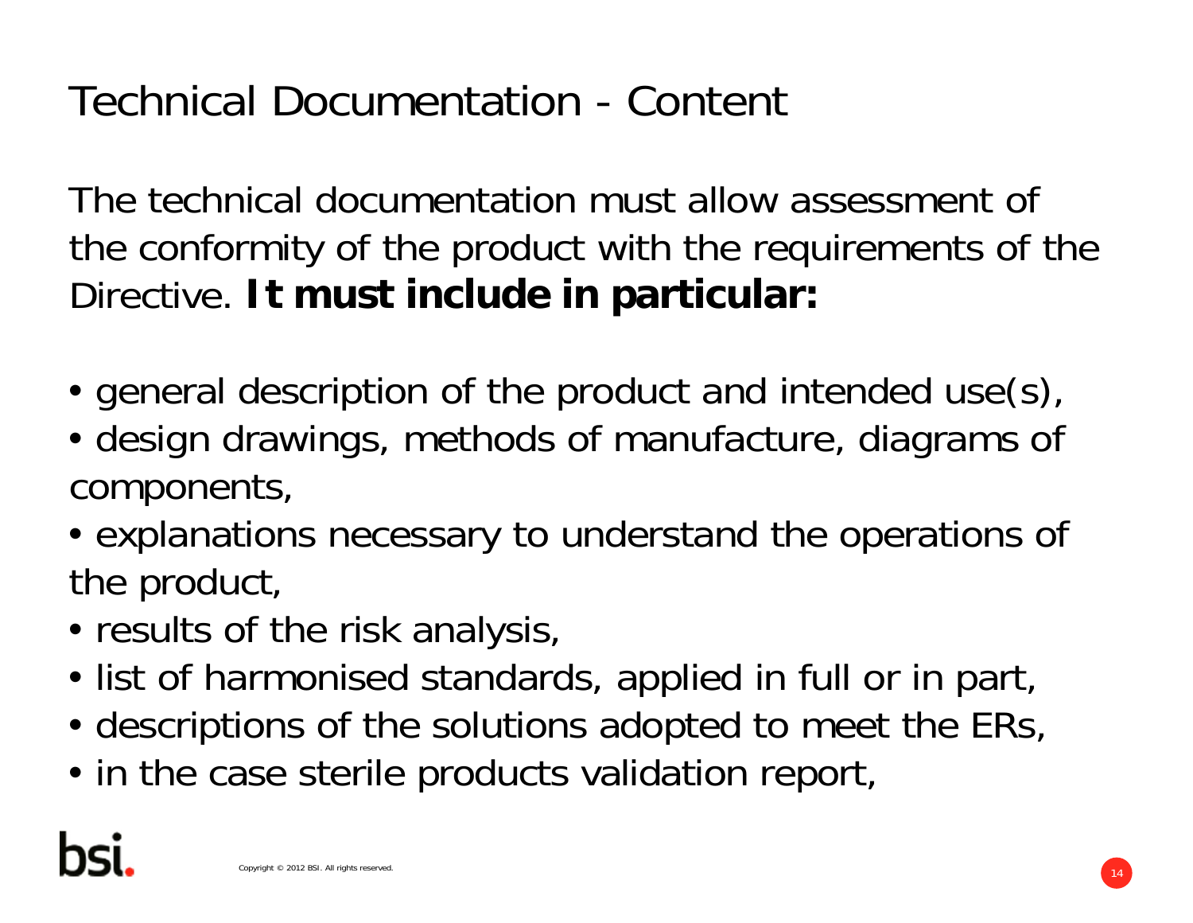# Technical Documentation - Content

The technical documentation must allow assessment of the conformity of the product with the requirements of the Directive. **It must include in particular:**

- general description of the product and intended use(s),
- design drawings, methods of manufacture, diagrams of components,
- explanations necessary to understand the operations of the product,
- results of the risk analysis,
- list of harmonised standards, applied in full or in part,
- descriptions of the solutions adopted to meet the ERs,
- in the case sterile products validation report,

Copyright © 2012 BSI. All rights reserved.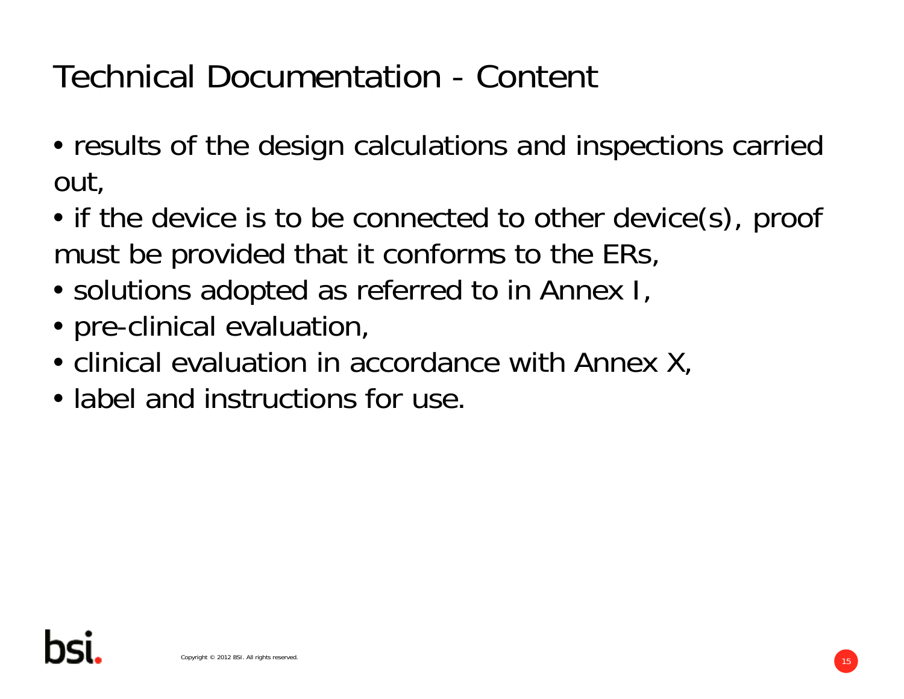# Technical Documentation - Content

- results of the design calculations and inspections carried out,
- if the device is to be connected to other device(s), proof must be provided that it conforms to the ERs,
- solutions adopted as referred to in Annex I,
- pre-clinical evaluation,
- clinical evaluation in accordance with Annex X,
- label and instructions for use.

Copyright © 2012 BSI. All rights reserved.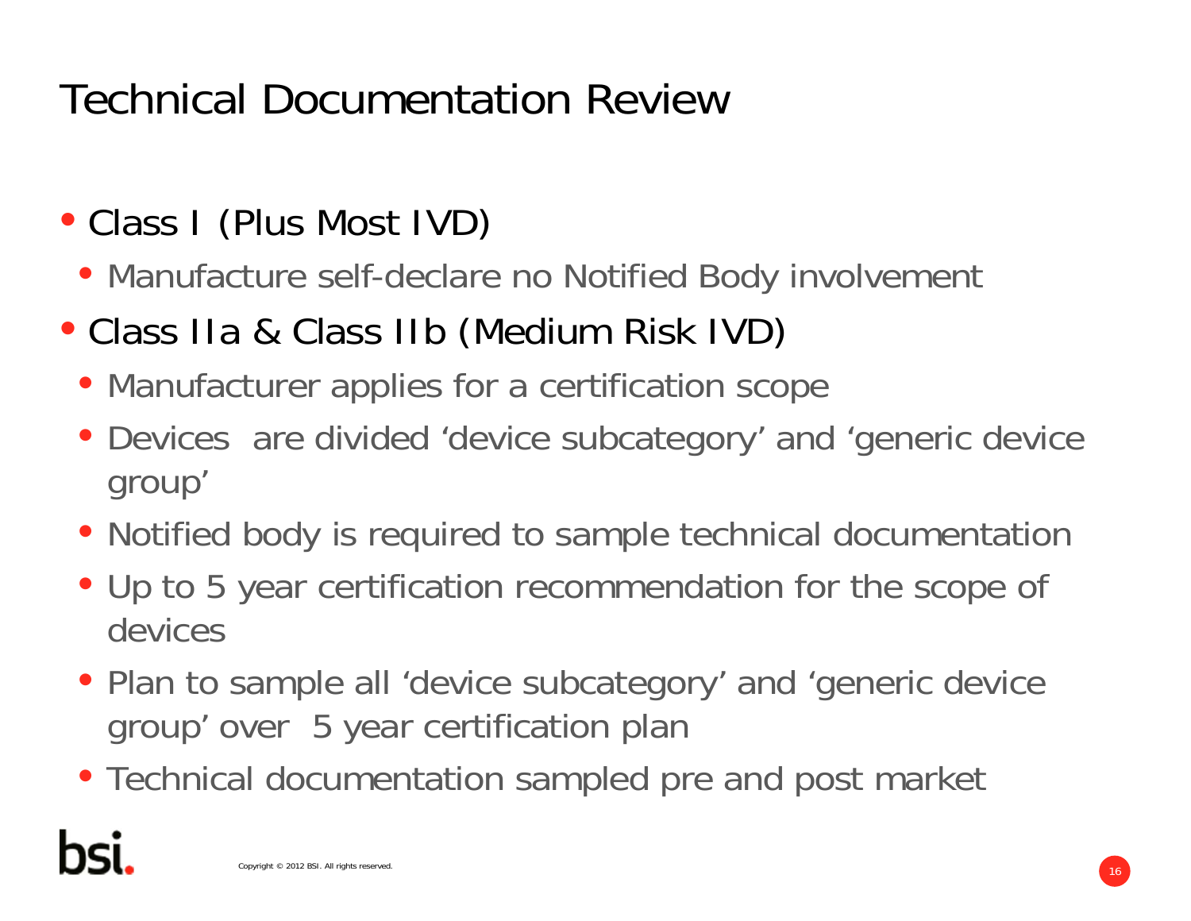# Technical Documentation Review

- Class I (Plus Most IVD)
  - Manufacture self-declare no Notified Body involvement
- Class IIa & Class IIb (Medium Risk IVD)
  - Manufacturer applies for a certification scope
  - Devices are divided 'device subcategory' and 'generic device group'
  - Notified body is required to sample technical documentation
  - Up to 5 year certification recommendation for the scope of devices
  - Plan to sample all 'device subcategory' and 'generic device group' over 5 year certification plan
  - Technical documentation sampled pre and post market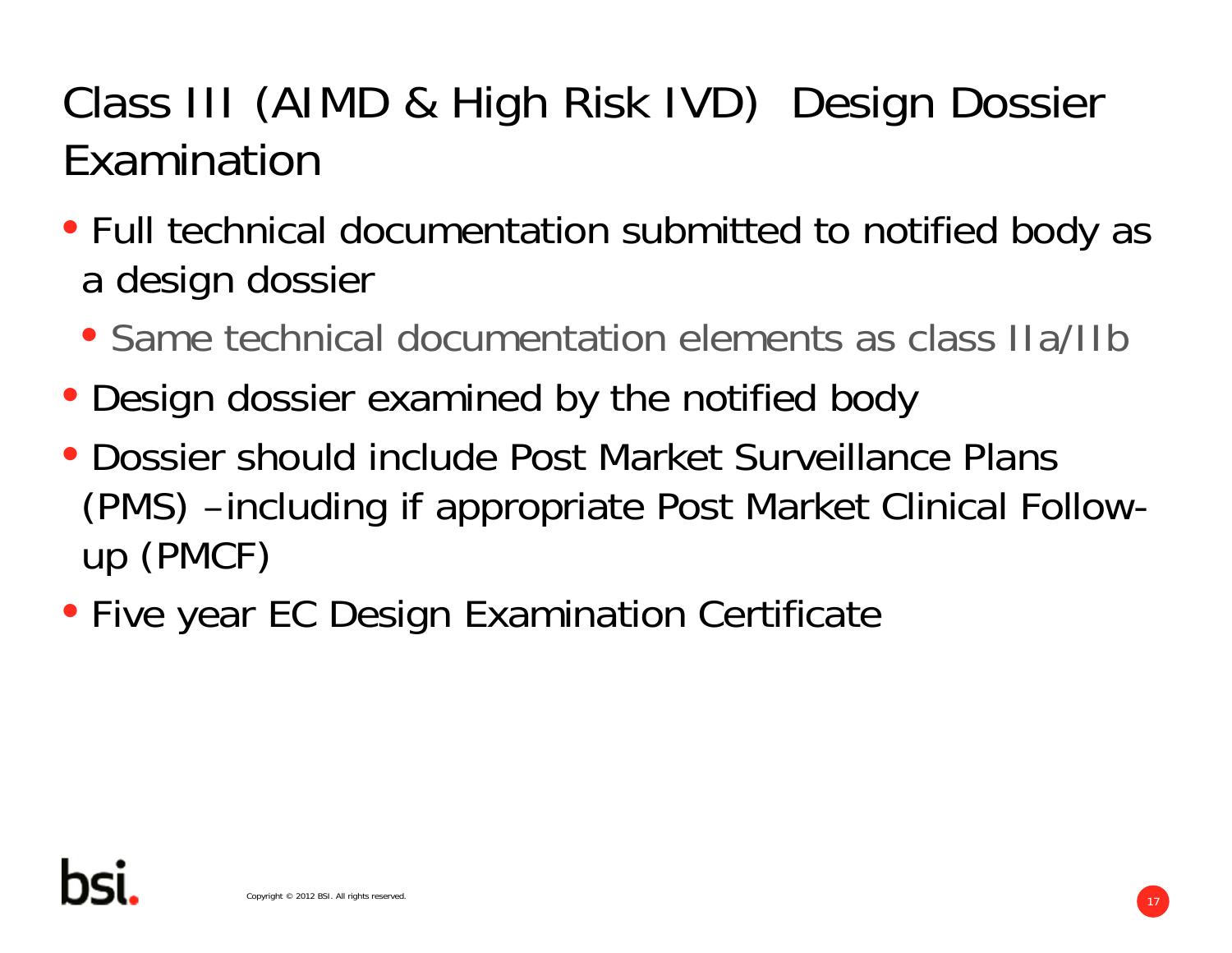# Class III (AIMD & High Risk IVD) Design Dossier Examination

- Full technical documentation submitted to notified body as a design dossier
  - Same technical documentation elements as class IIa/IIb
- Design dossier examined by the notified body
- Dossier should include Post Market Surveillance Plans (PMS) – including if appropriate Post Market Clinical Follow-up (PMCF)
- Five year EC Design Examination Certificate

Copyright © 2012 BSI. All rights reserved.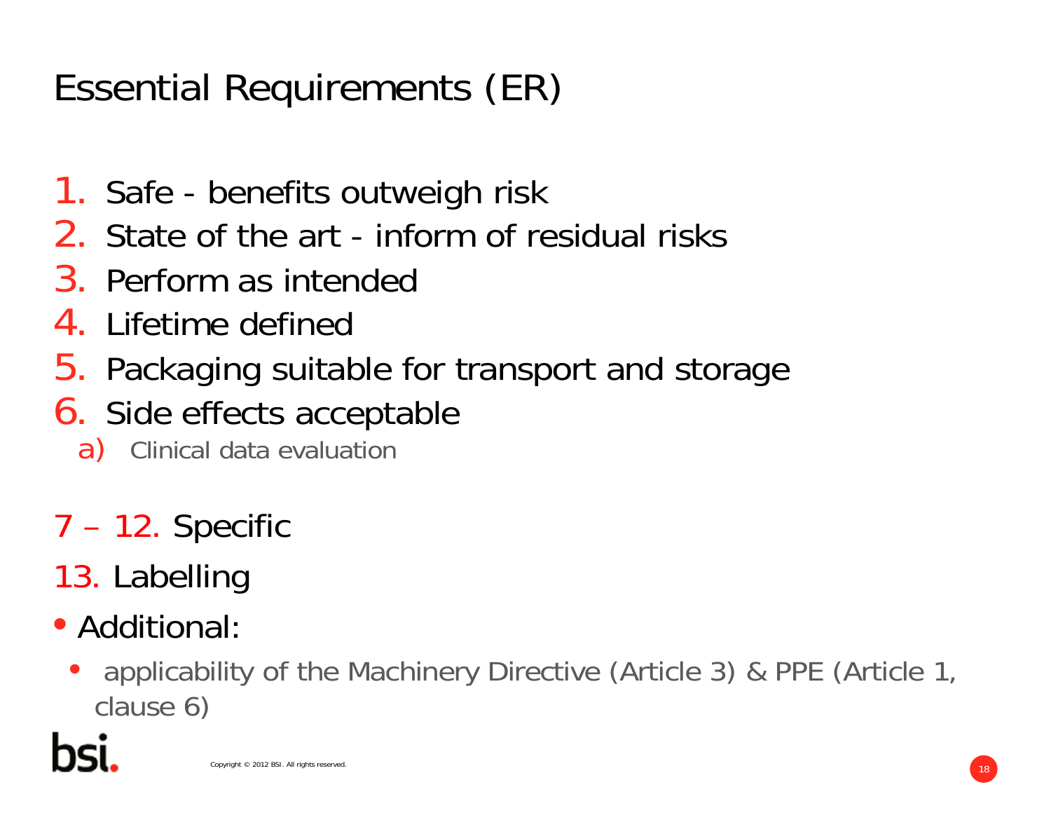# Essential Requirements (ER)

1. Safe - benefits outweigh risk
2. State of the art - inform of residual risks
3. Perform as intended
4. Lifetime defined
5. Packaging suitable for transport and storage
6. Side effects acceptable
   a) Clinical data evaluation

7 – 12. Specific

13. Labelling

- Additional:
  - applicability of the Machinery Directive (Article 3) & PPE (Article 1, clause 6)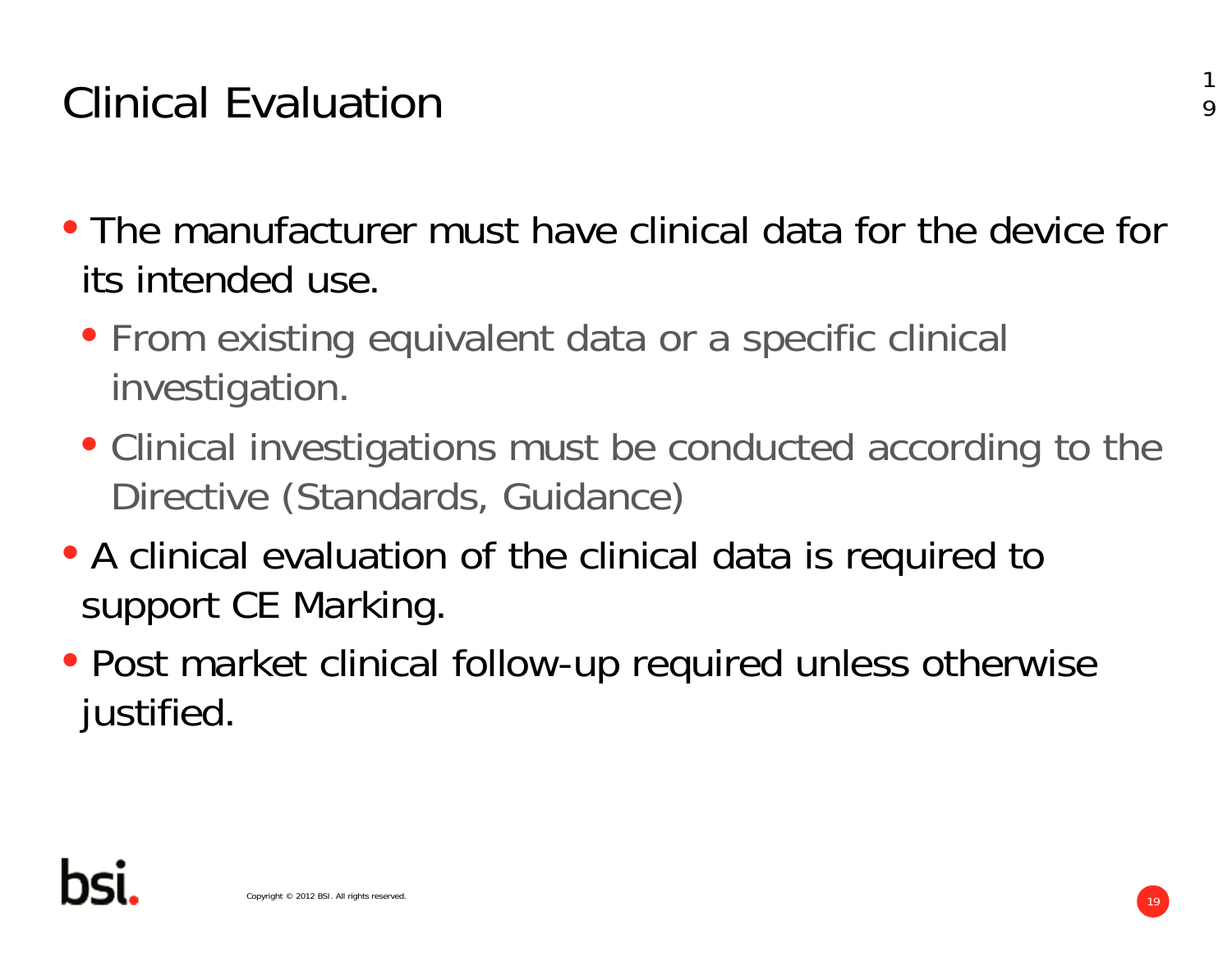# Clinical Evaluation

- The manufacturer must have clinical data for the device for its intended use.
  - From existing equivalent data or a specific clinical investigation.
  - Clinical investigations must be conducted according to the Directive (Standards, Guidance)
- A clinical evaluation of the clinical data is required to support CE Marking.
- Post market clinical follow-up required unless otherwise justified.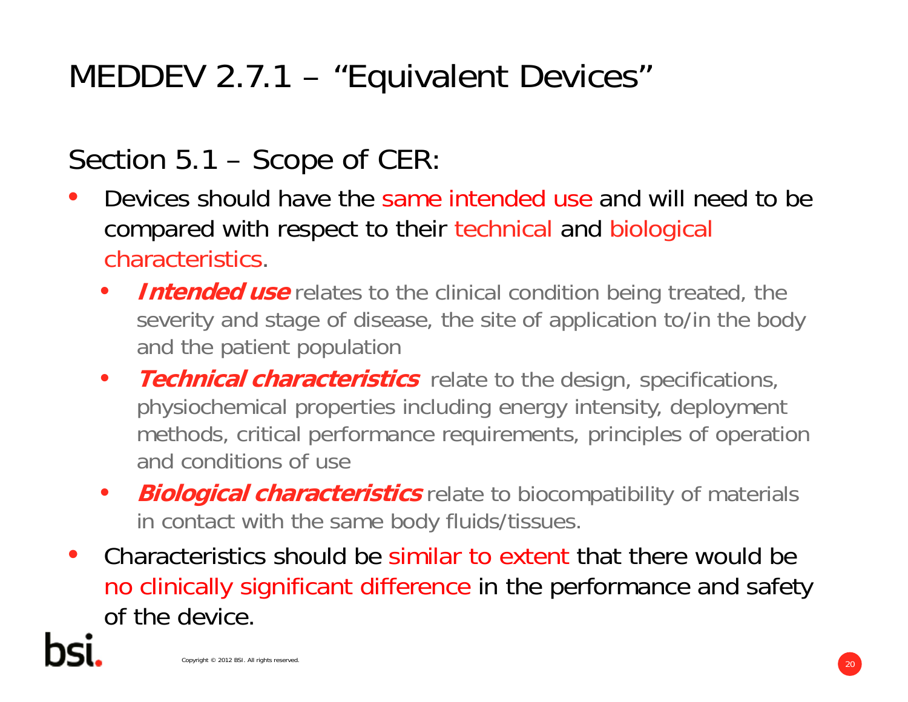# MEDDEV 2.7.1 – "Equivalent Devices"

## Section 5.1 – Scope of CER:

- Devices should have the same intended use and will need to be compared with respect to their technical and biological characteristics.
  - ***Intended use*** relates to the clinical condition being treated, the severity and stage of disease, the site of application to/in the body and the patient population
  - ***Technical characteristics*** relate to the design, specifications, physiochemical properties including energy intensity, deployment methods, critical performance requirements, principles of operation and conditions of use
  - ***Biological characteristics*** relate to biocompatibility of materials in contact with the same body fluids/tissues.
- Characteristics should be similar to extent that there would be no clinically significant difference in the performance and safety of the device.

Copyright © 2012 BSI. All rights reserved.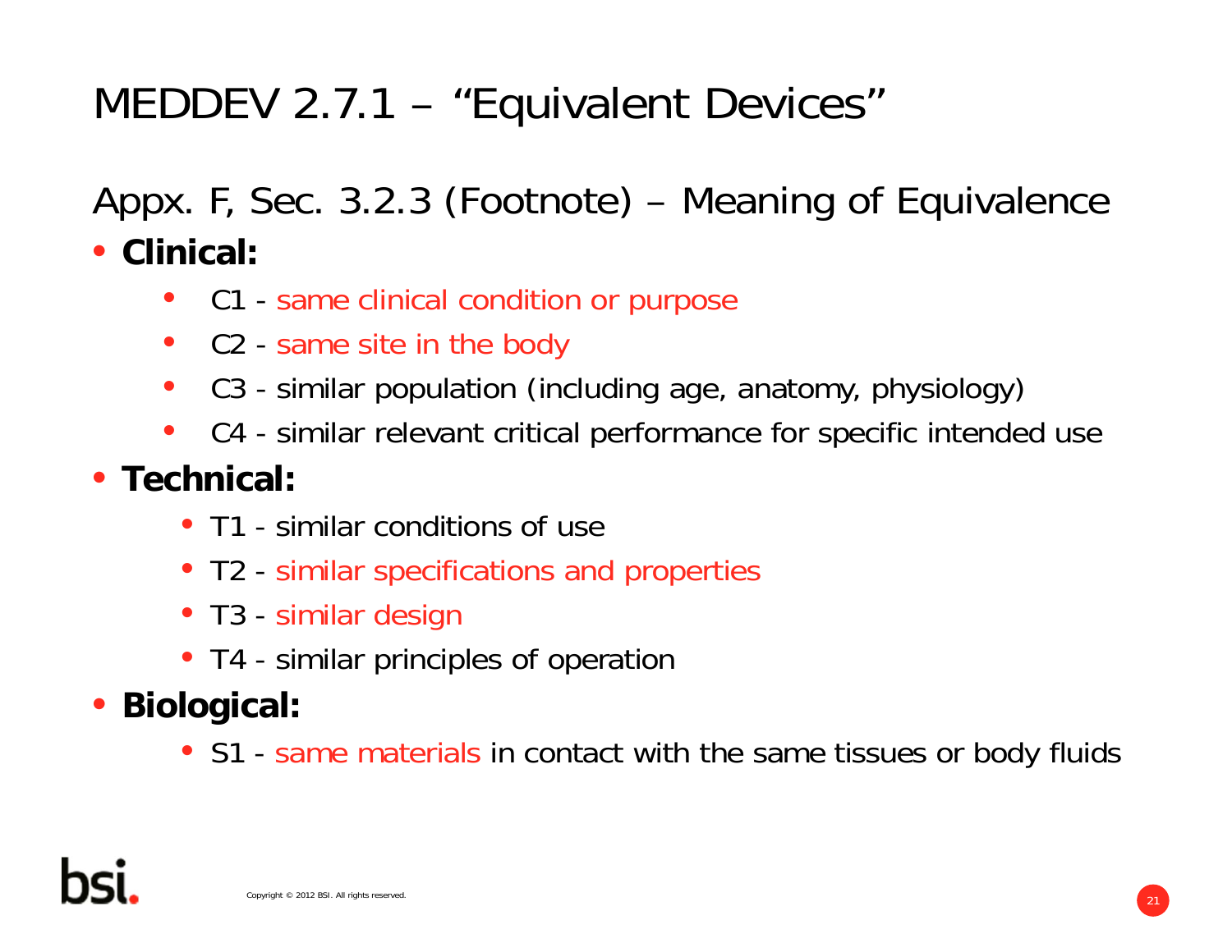# MEDDEV 2.7.1 – "Equivalent Devices"

Appx. F, Sec. 3.2.3 (Footnote) – Meaning of Equivalence

- **Clinical:**
  - C1 - same clinical condition or purpose
  - C2 - same site in the body
  - C3 - similar population (including age, anatomy, physiology)
  - C4 - similar relevant critical performance for specific intended use
- **Technical:**
  - T1 - similar conditions of use
  - T2 - similar specifications and properties
  - T3 - similar design
  - T4 - similar principles of operation
- **Biological:**
  - S1 - same materials in contact with the same tissues or body fluids

Copyright © 2012 BSI. All rights reserved.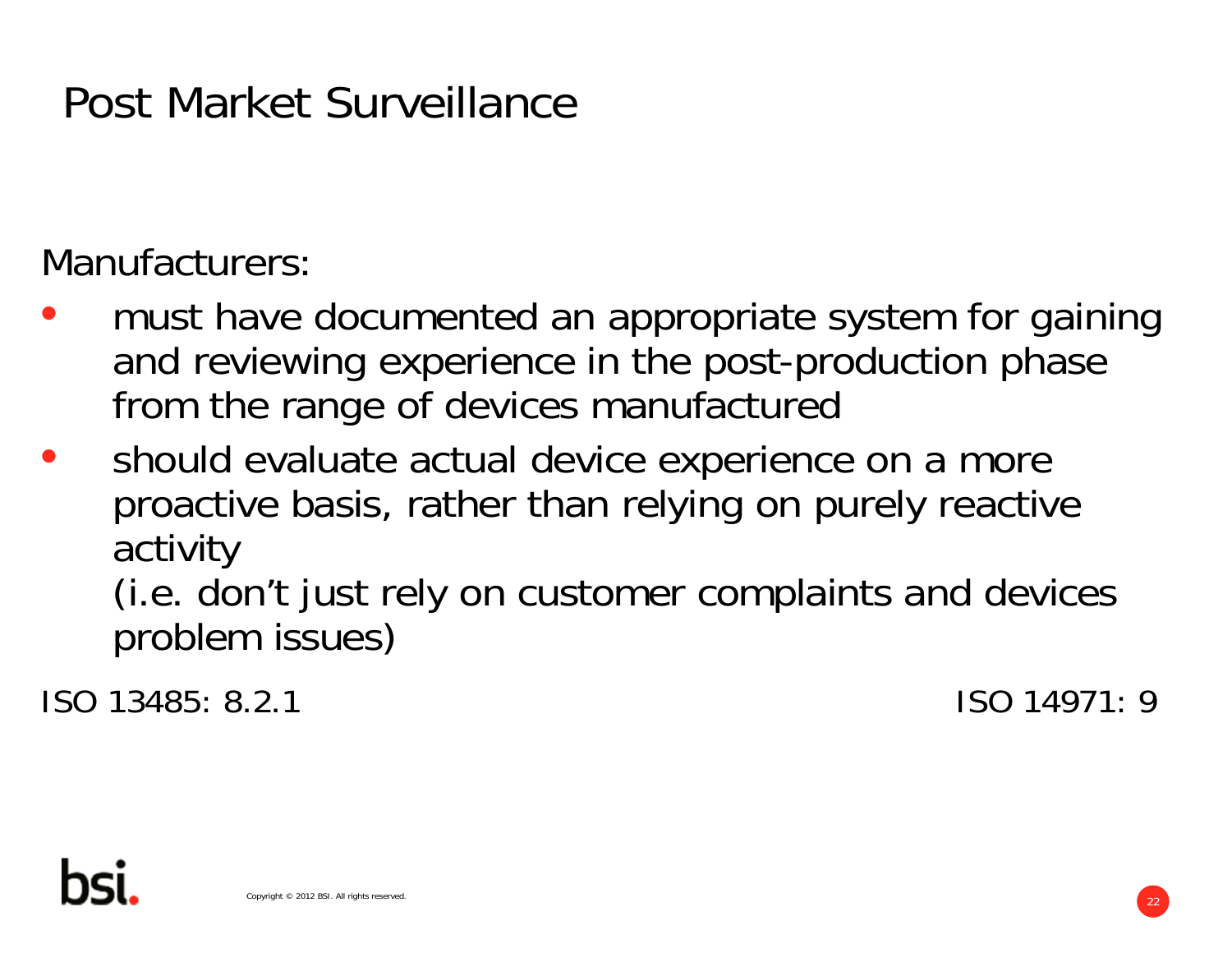# Post Market Surveillance

Manufacturers:

- must have documented an appropriate system for gaining and reviewing experience in the post-production phase from the range of devices manufactured
- should evaluate actual device experience on a more proactive basis, rather than relying on purely reactive activity
  (i.e. don't just rely on customer complaints and devices problem issues)

ISO 13485: 8.2.1 ISO 14971: 9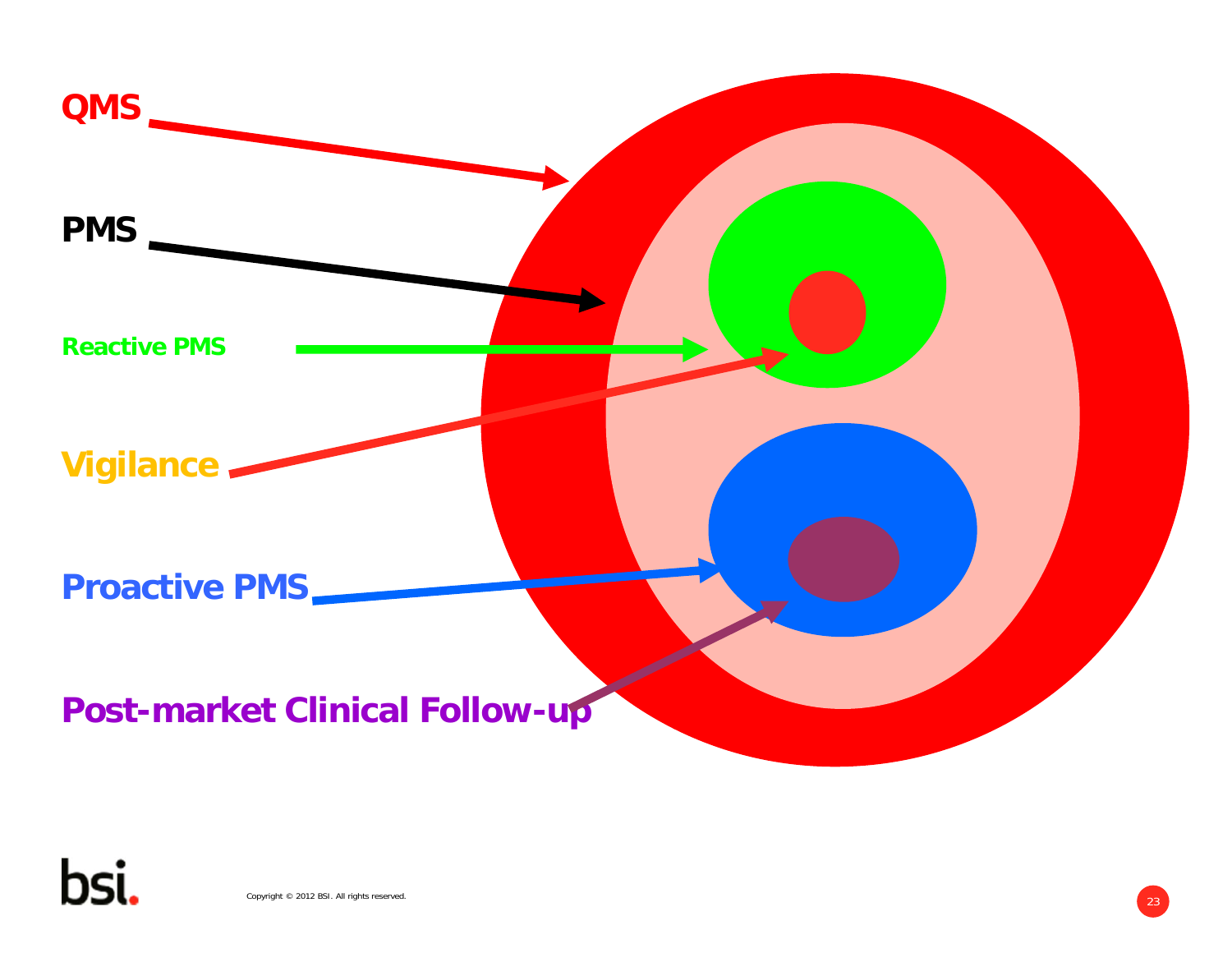QMS

PMS

Reactive PMS

Vigilance

Proactive PMS

Post-market Clinical Follow-up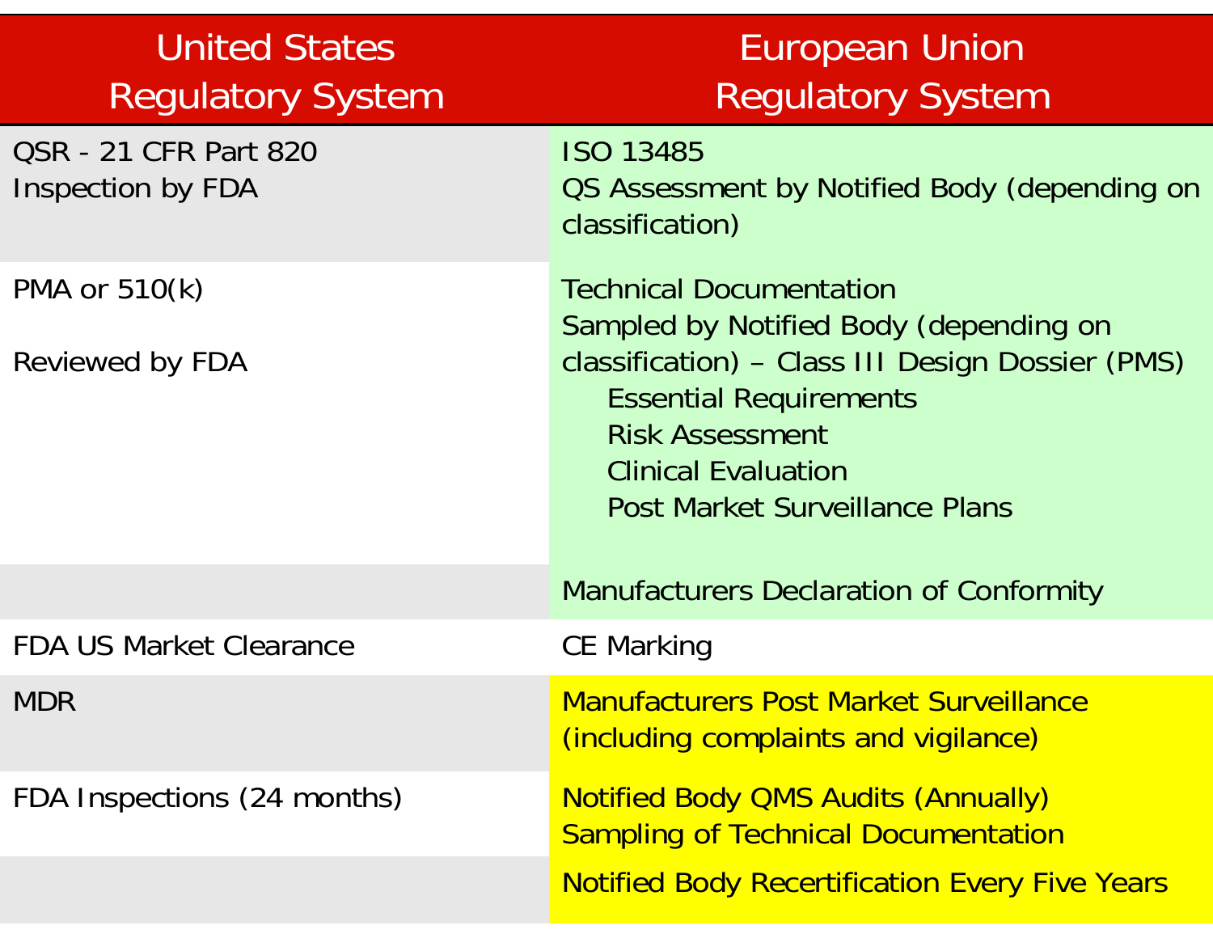| United States Regulatory System | European Union Regulatory System |
|---|---|
| QSR - 21 CFR Part 820<br>Inspection by FDA | ISO 13485<br>QS Assessment by Notified Body (depending on classification) |
| PMA or 510(k)<br><br>Reviewed by FDA | Technical Documentation<br>Sampled by Notified Body (depending on classification) – Class III Design Dossier (PMS)<br>Essential Requirements<br>Risk Assessment<br>Clinical Evaluation<br>Post Market Surveillance Plans |
| | Manufacturers Declaration of Conformity |
| FDA US Market Clearance | CE Marking |
| MDR | Manufacturers Post Market Surveillance (including complaints and vigilance) |
| FDA Inspections (24 months) | Notified Body QMS Audits (Annually)<br>Sampling of Technical Documentation |
| | Notified Body Recertification Every Five Years |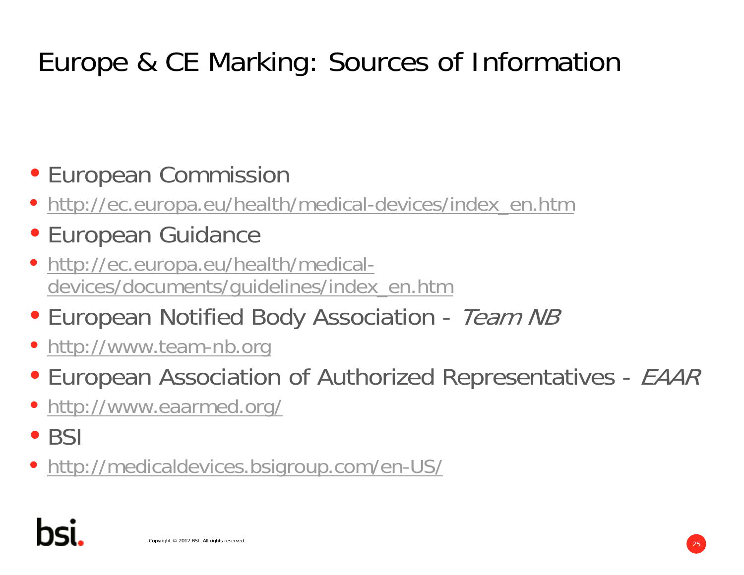# Europe & CE Marking: Sources of Information

- European Commission
- http://ec.europa.eu/health/medical-devices/index_en.htm
- European Guidance
- http://ec.europa.eu/health/medical-devices/documents/guidelines/index_en.htm
- European Notified Body Association - *Team NB*
- http://www.team-nb.org
- European Association of Authorized Representatives - *EAAR*
- http://www.eaarmed.org/
- BSI
- http://medicaldevices.bsigroup.com/en-US/

Copyright © 2012 BSI. All rights reserved.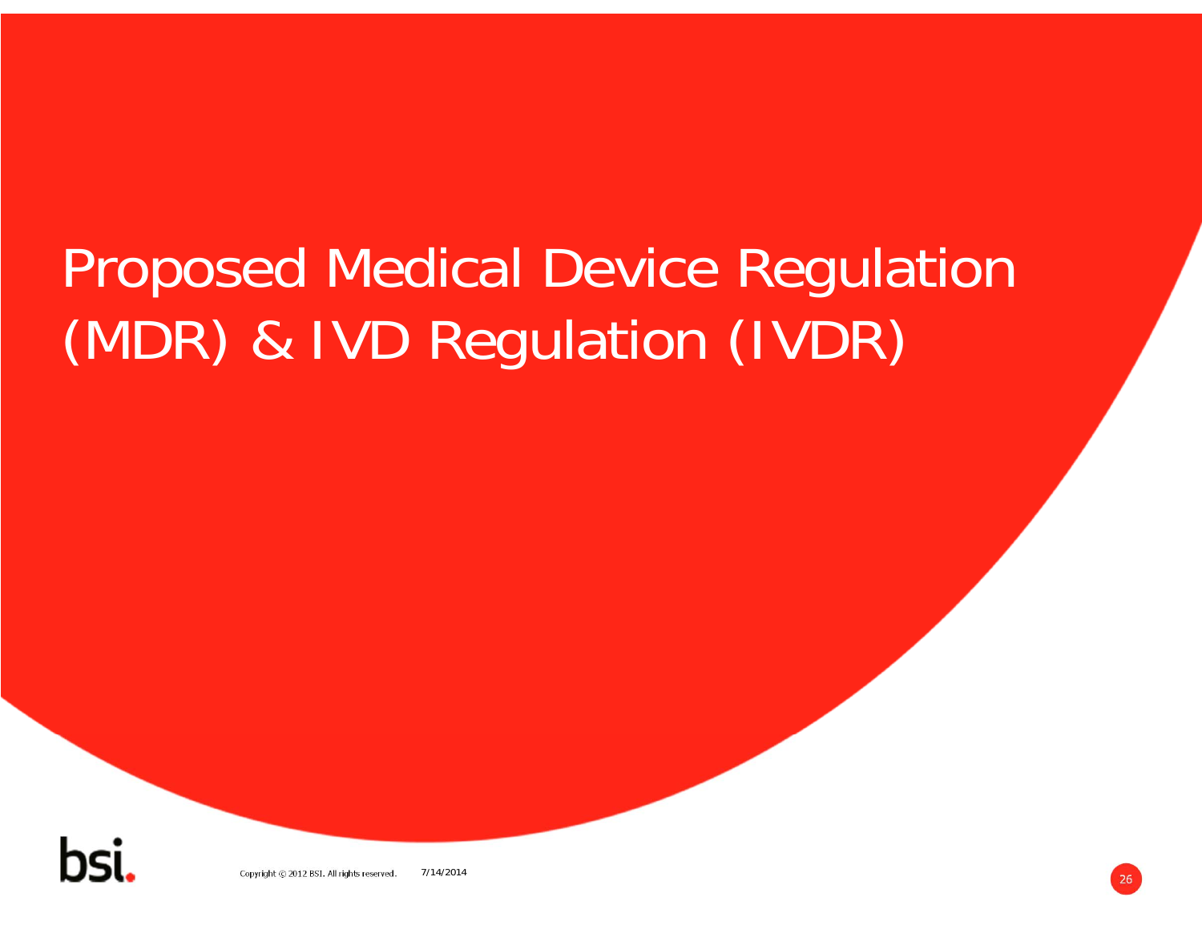# Proposed Medical Device Regulation (MDR) & IVD Regulation (IVDR)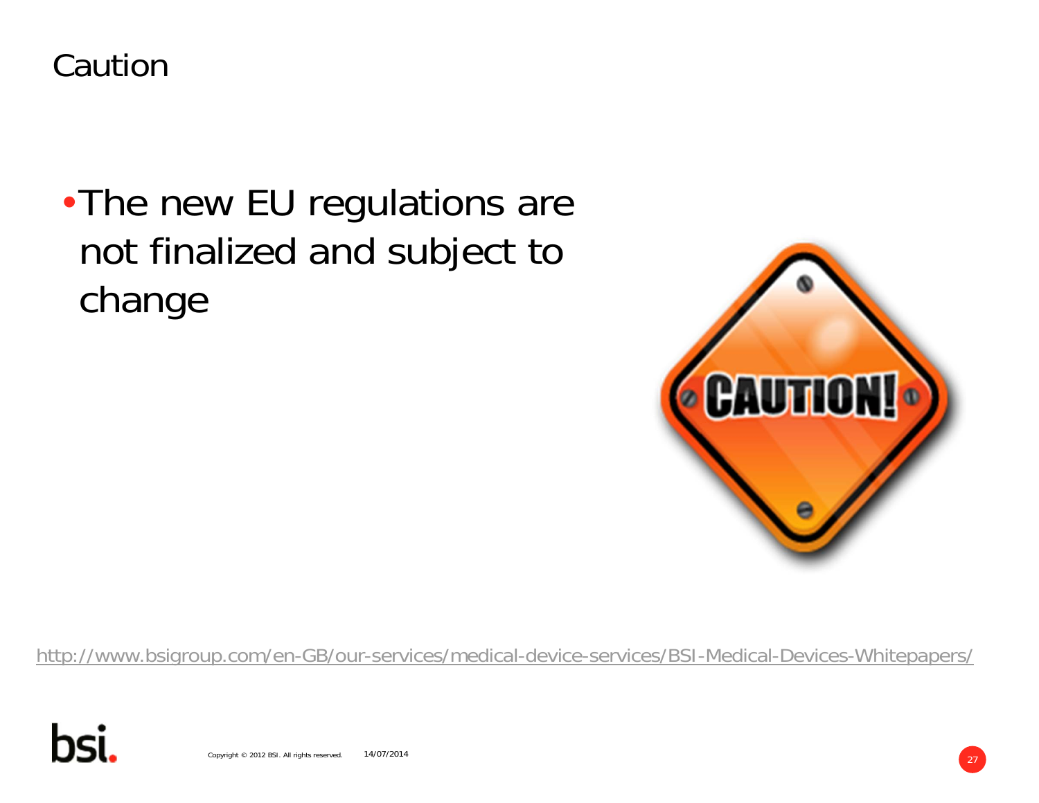# Caution

- The new EU regulations are not finalized and subject to change

http://www.bsigroup.com/en-GB/our-services/medical-device-services/BSI-Medical-Devices-Whitepapers/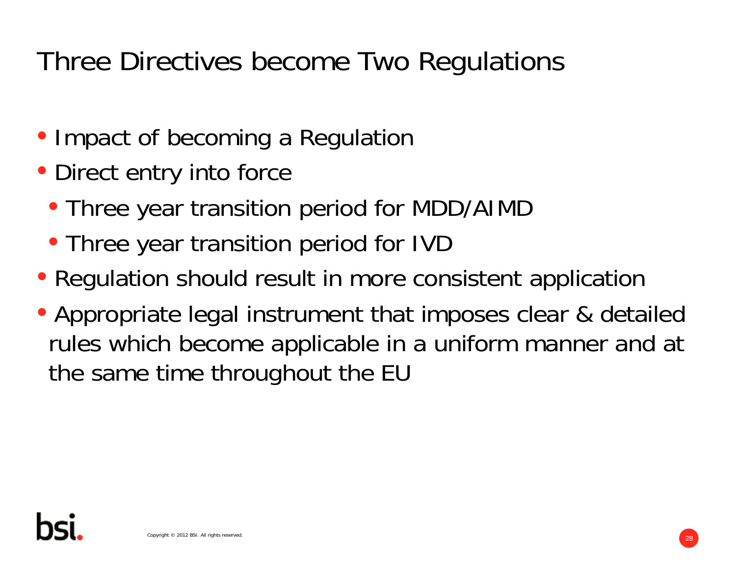# Three Directives become Two Regulations

- Impact of becoming a Regulation
- Direct entry into force
  - Three year transition period for MDD/AIMD
  - Three year transition period for IVD
- Regulation should result in more consistent application
- Appropriate legal instrument that imposes clear & detailed rules which become applicable in a uniform manner and at the same time throughout the EU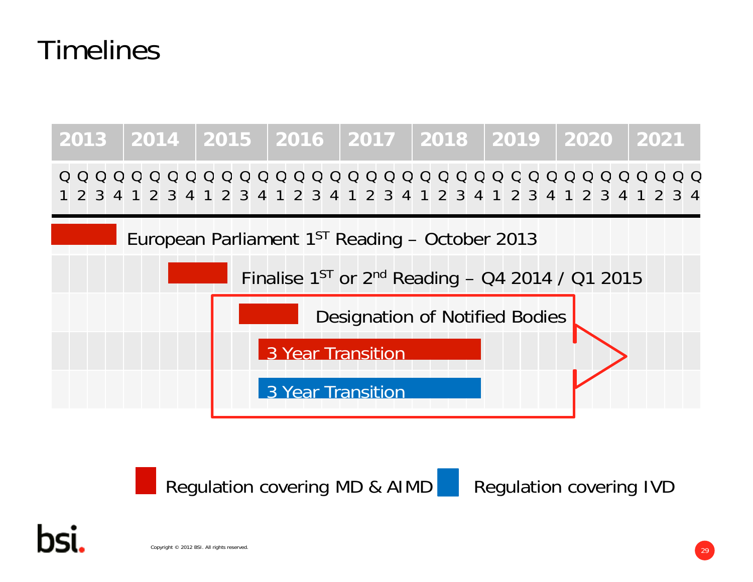# Timelines

| 2013 | 2014 | 2015 | 2016 | 2017 | 2018 | 2019 | 2020 | 2021 |
|---|---|---|---|---|---|---|---|---|
| Q1 Q2 Q3 Q4 | Q1 Q2 Q3 Q4 | Q1 Q2 Q3 Q4 | Q1 Q2 Q3 Q4 | Q1 Q2 Q3 Q4 | Q1 Q2 Q3 Q4 | Q1 Q2 Q3 Q4 | Q1 Q2 Q3 Q4 | Q1 Q2 Q3 Q4 |

- European Parliament 1ST Reading – October 2013
- Finalise 1ST or 2nd Reading – Q4 2014 / Q1 2015
- Designation of Notified Bodies
- 3 Year Transition (Regulation covering MD & AIMD)
- 3 Year Transition (Regulation covering IVD)

Regulation covering MD & AIMD — Regulation covering IVD

Copyright © 2012 BSI. All rights reserved.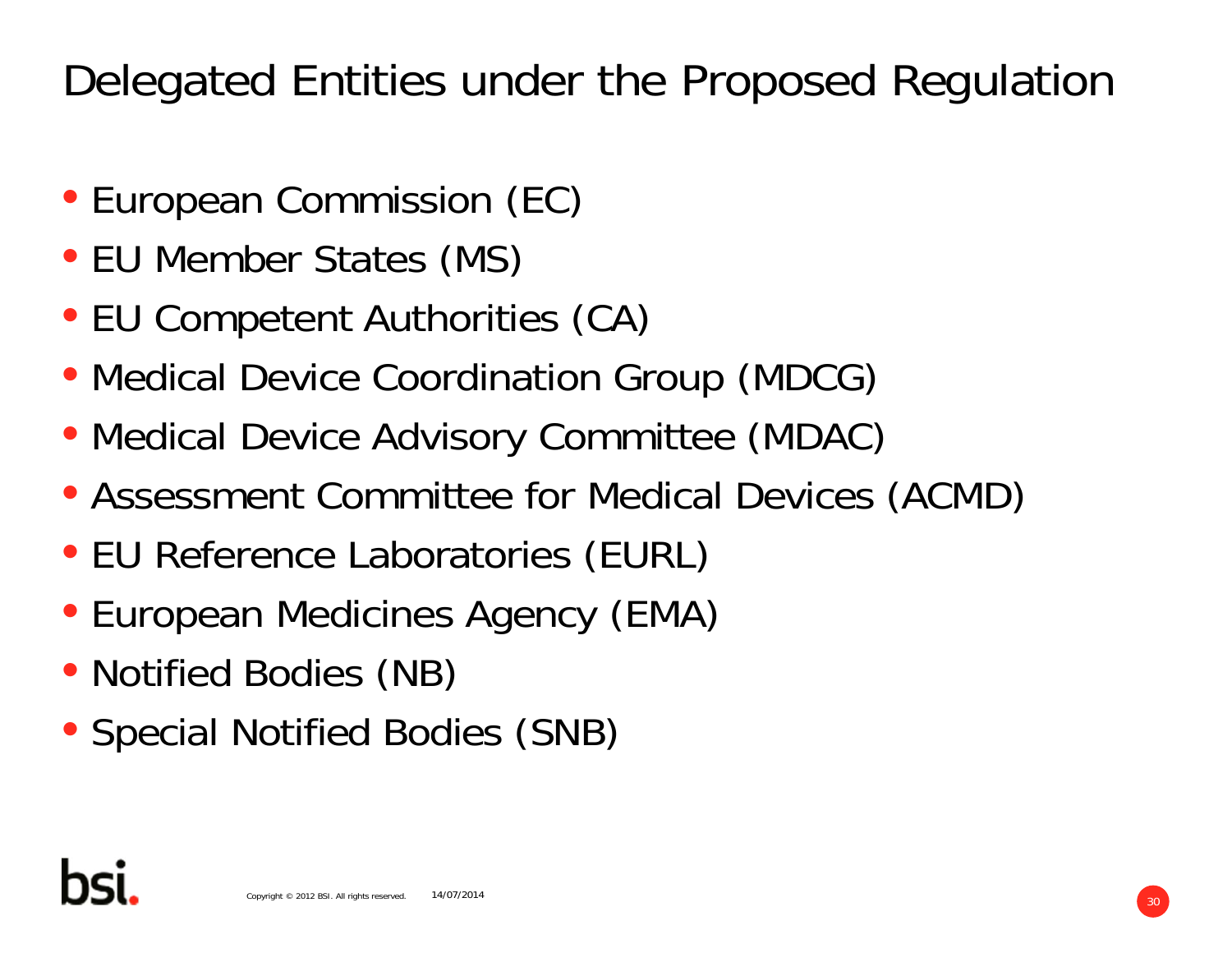# Delegated Entities under the Proposed Regulation

- European Commission (EC)
- EU Member States (MS)
- EU Competent Authorities (CA)
- Medical Device Coordination Group (MDCG)
- Medical Device Advisory Committee (MDAC)
- Assessment Committee for Medical Devices (ACMD)
- EU Reference Laboratories (EURL)
- European Medicines Agency (EMA)
- Notified Bodies (NB)
- Special Notified Bodies (SNB)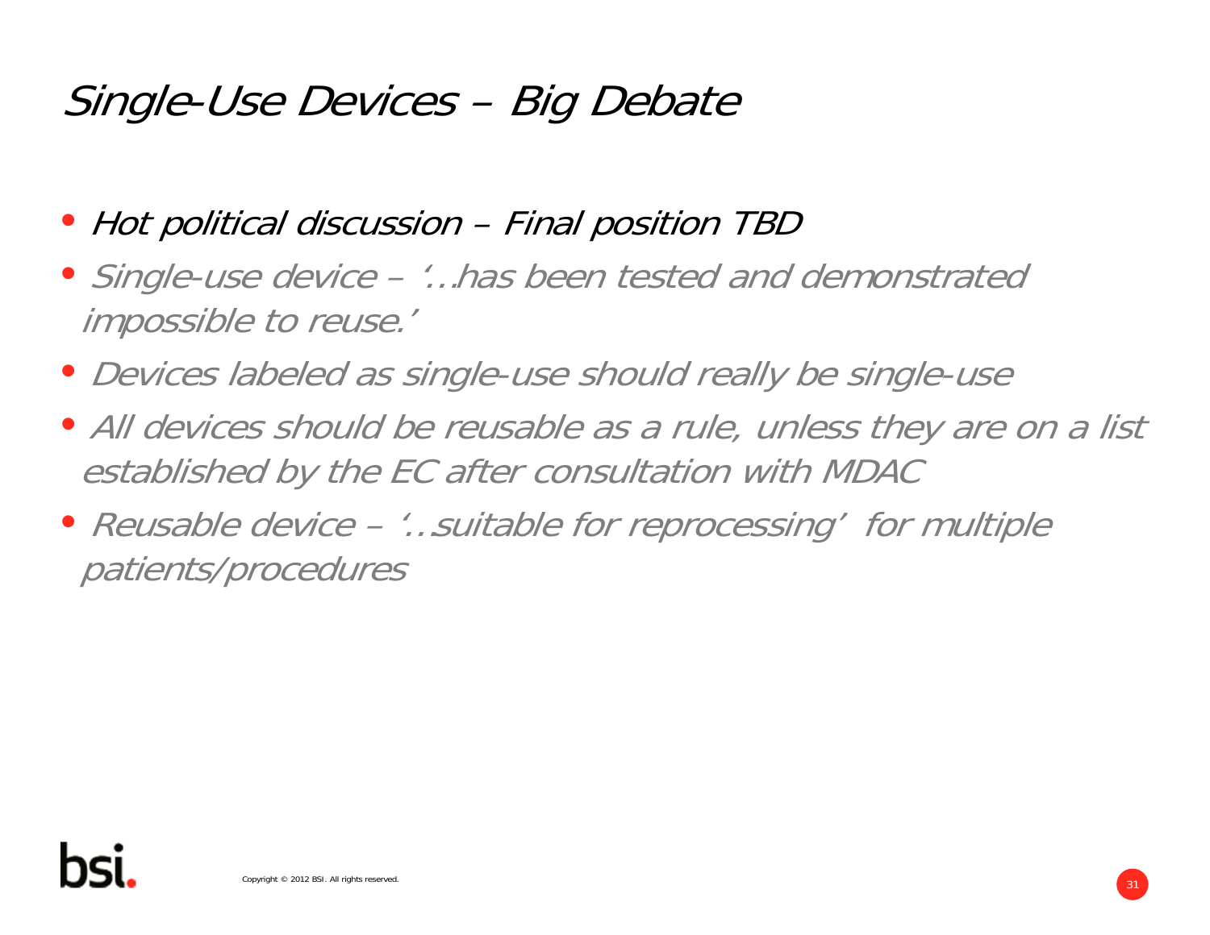# *Single-Use Devices – Big Debate*

- *Hot political discussion – Final position TBD*
- *Single-use device – '…has been tested and demonstrated impossible to reuse.'*
- *Devices labeled as single-use should really be single-use*
- *All devices should be reusable as a rule, unless they are on a list established by the EC after consultation with MDAC*
- *Reusable device – '..suitable for reprocessing' for multiple patients/procedures*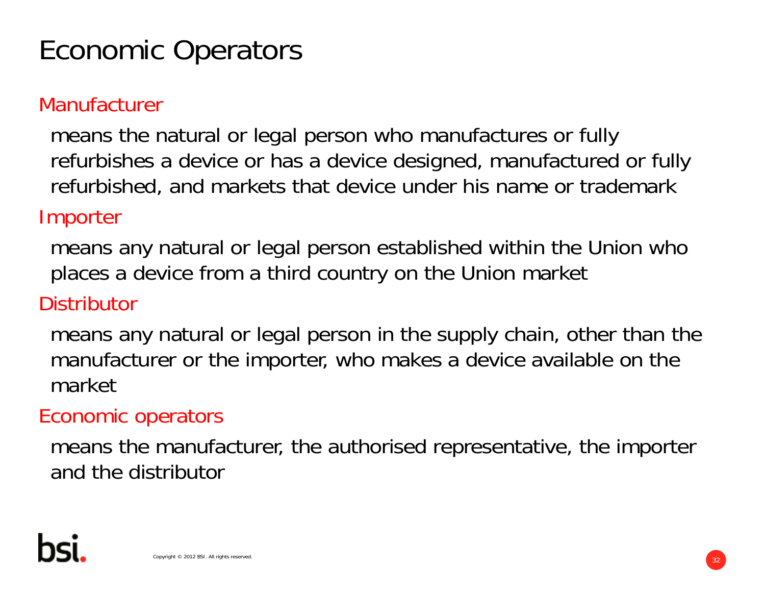# Economic Operators

## Manufacturer

means the natural or legal person who manufactures or fully refurbishes a device or has a device designed, manufactured or fully refurbished, and markets that device under his name or trademark

## Importer

means any natural or legal person established within the Union who places a device from a third country on the Union market

## Distributor

means any natural or legal person in the supply chain, other than the manufacturer or the importer, who makes a device available on the market

## Economic operators

means the manufacturer, the authorised representative, the importer and the distributor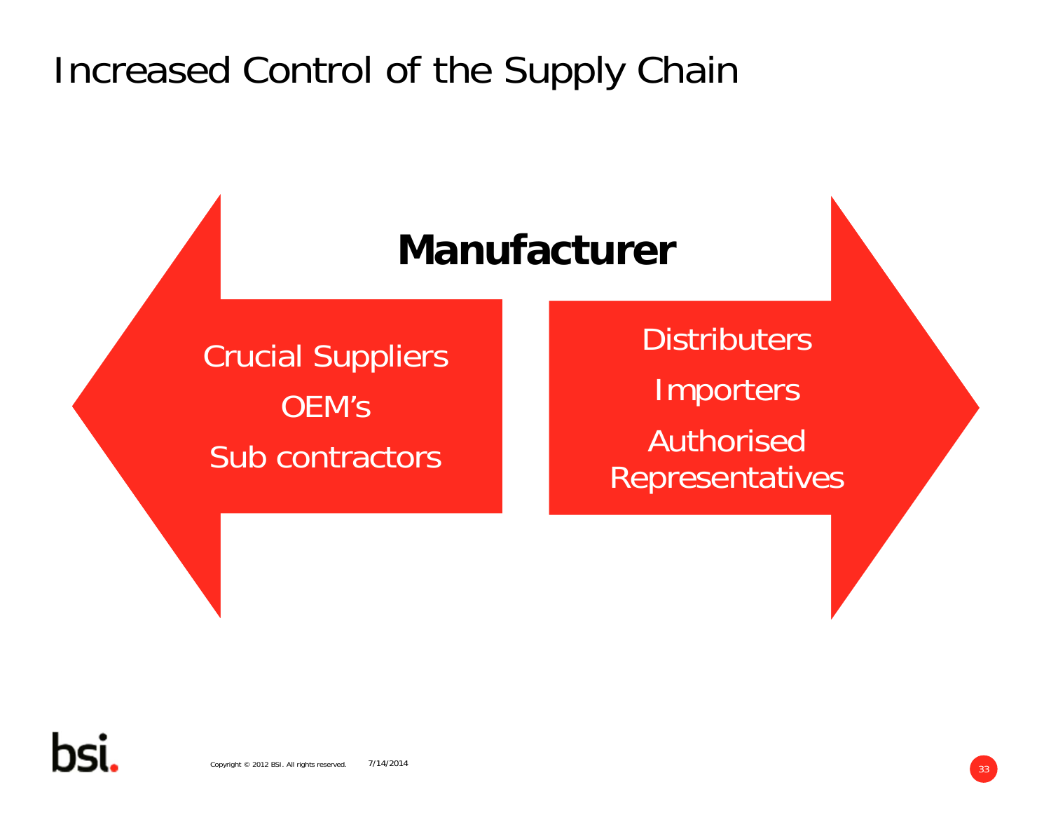# Increased Control of the Supply Chain

**Manufacturer**

Crucial Suppliers

OEM's

Sub contractors

Distributers

Importers

Authorised Representatives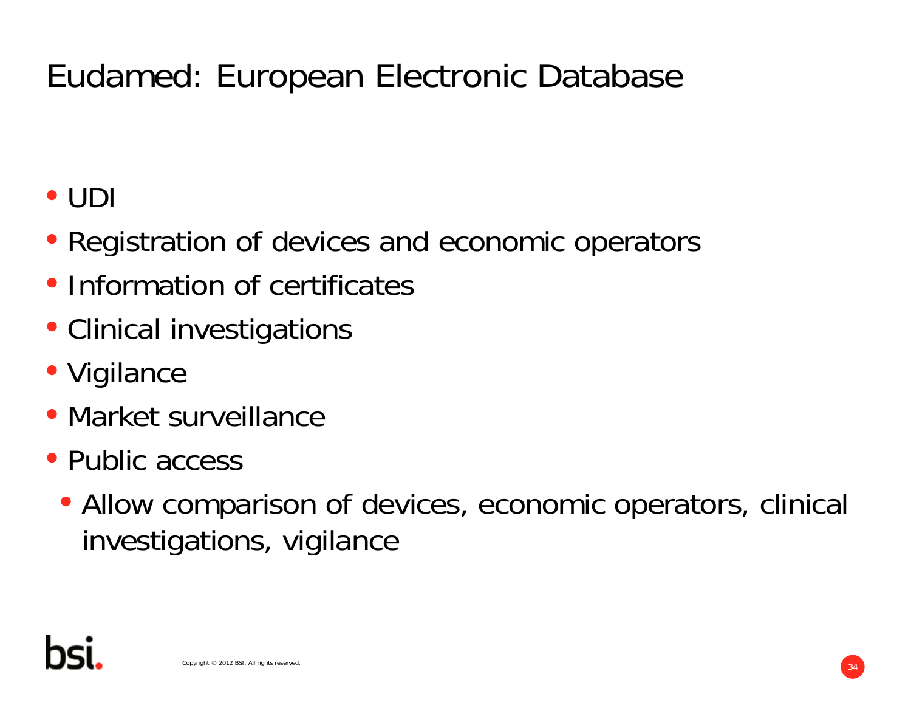# Eudamed: European Electronic Database

- UDI
- Registration of devices and economic operators
- Information of certificates
- Clinical investigations
- Vigilance
- Market surveillance
- Public access
  - Allow comparison of devices, economic operators, clinical investigations, vigilance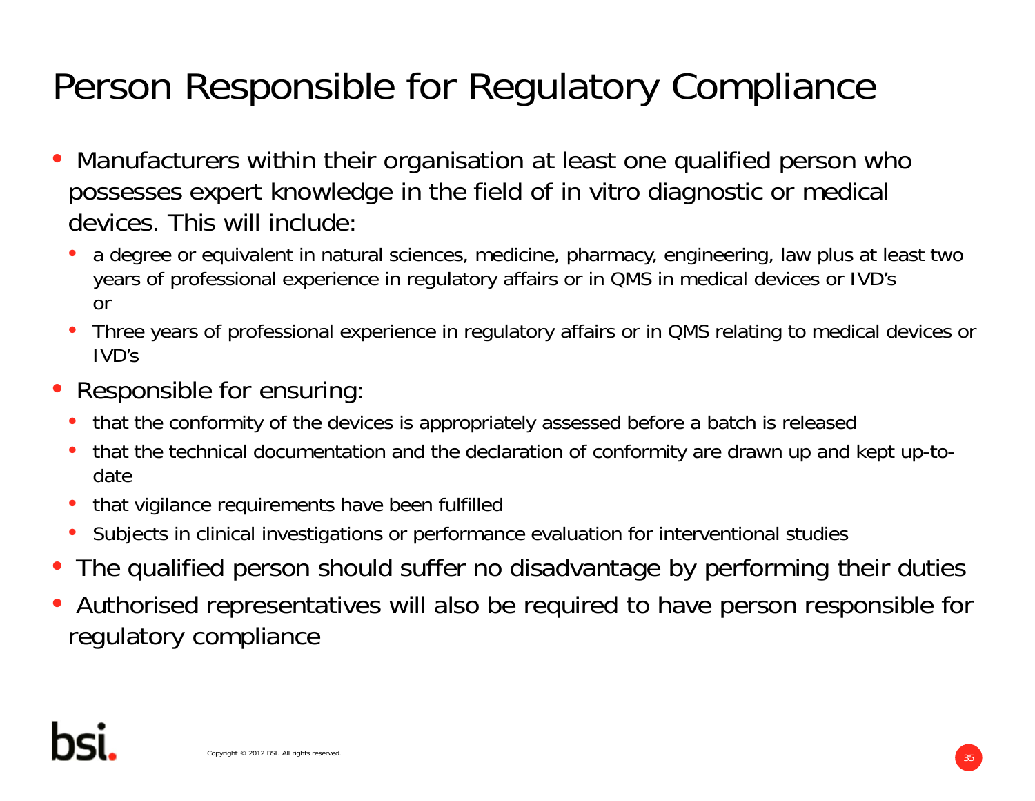# Person Responsible for Regulatory Compliance

- Manufacturers within their organisation at least one qualified person who possesses expert knowledge in the field of in vitro diagnostic or medical devices. This will include:
  - a degree or equivalent in natural sciences, medicine, pharmacy, engineering, law plus at least two years of professional experience in regulatory affairs or in QMS in medical devices or IVD's or
  - Three years of professional experience in regulatory affairs or in QMS relating to medical devices or IVD's
- Responsible for ensuring:
  - that the conformity of the devices is appropriately assessed before a batch is released
  - that the technical documentation and the declaration of conformity are drawn up and kept up-to-date
  - that vigilance requirements have been fulfilled
  - Subjects in clinical investigations or performance evaluation for interventional studies
- The qualified person should suffer no disadvantage by performing their duties
- Authorised representatives will also be required to have person responsible for regulatory compliance

Copyright © 2012 BSI. All rights reserved.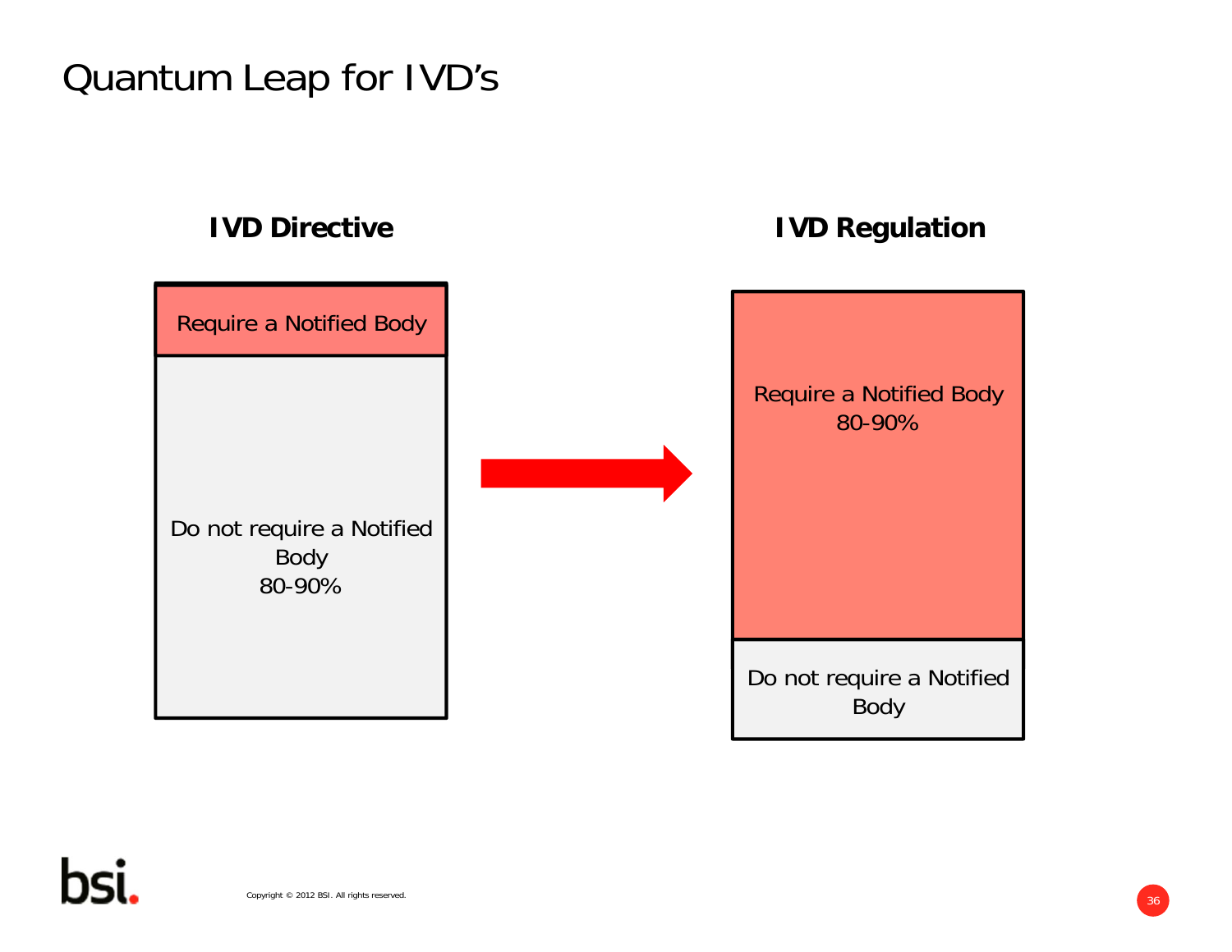# Quantum Leap for IVD's

**IVD Directive**

Require a Notified Body

Do not require a Notified Body
80-90%

**IVD Regulation**

Require a Notified Body
80-90%

Do not require a Notified Body

Copyright © 2012 BSI. All rights reserved.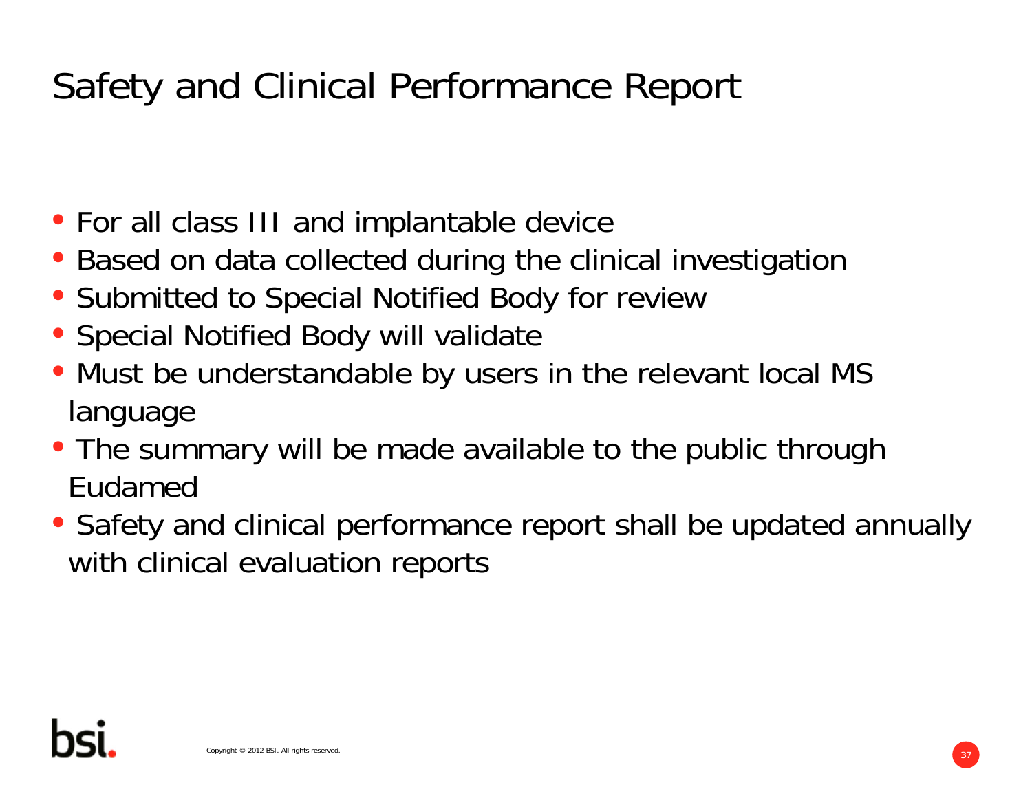# Safety and Clinical Performance Report

- For all class III and implantable device
- Based on data collected during the clinical investigation
- Submitted to Special Notified Body for review
- Special Notified Body will validate
- Must be understandable by users in the relevant local MS language
- The summary will be made available to the public through Eudamed
- Safety and clinical performance report shall be updated annually with clinical evaluation reports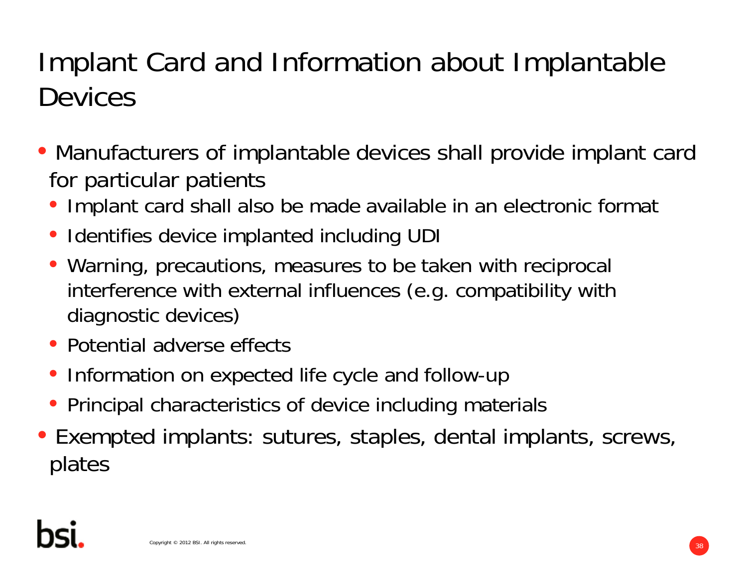# Implant Card and Information about Implantable Devices

- Manufacturers of implantable devices shall provide implant card for particular patients
  - Implant card shall also be made available in an electronic format
  - Identifies device implanted including UDI
  - Warning, precautions, measures to be taken with reciprocal interference with external influences (e.g. compatibility with diagnostic devices)
  - Potential adverse effects
  - Information on expected life cycle and follow-up
  - Principal characteristics of device including materials
- Exempted implants: sutures, staples, dental implants, screws, plates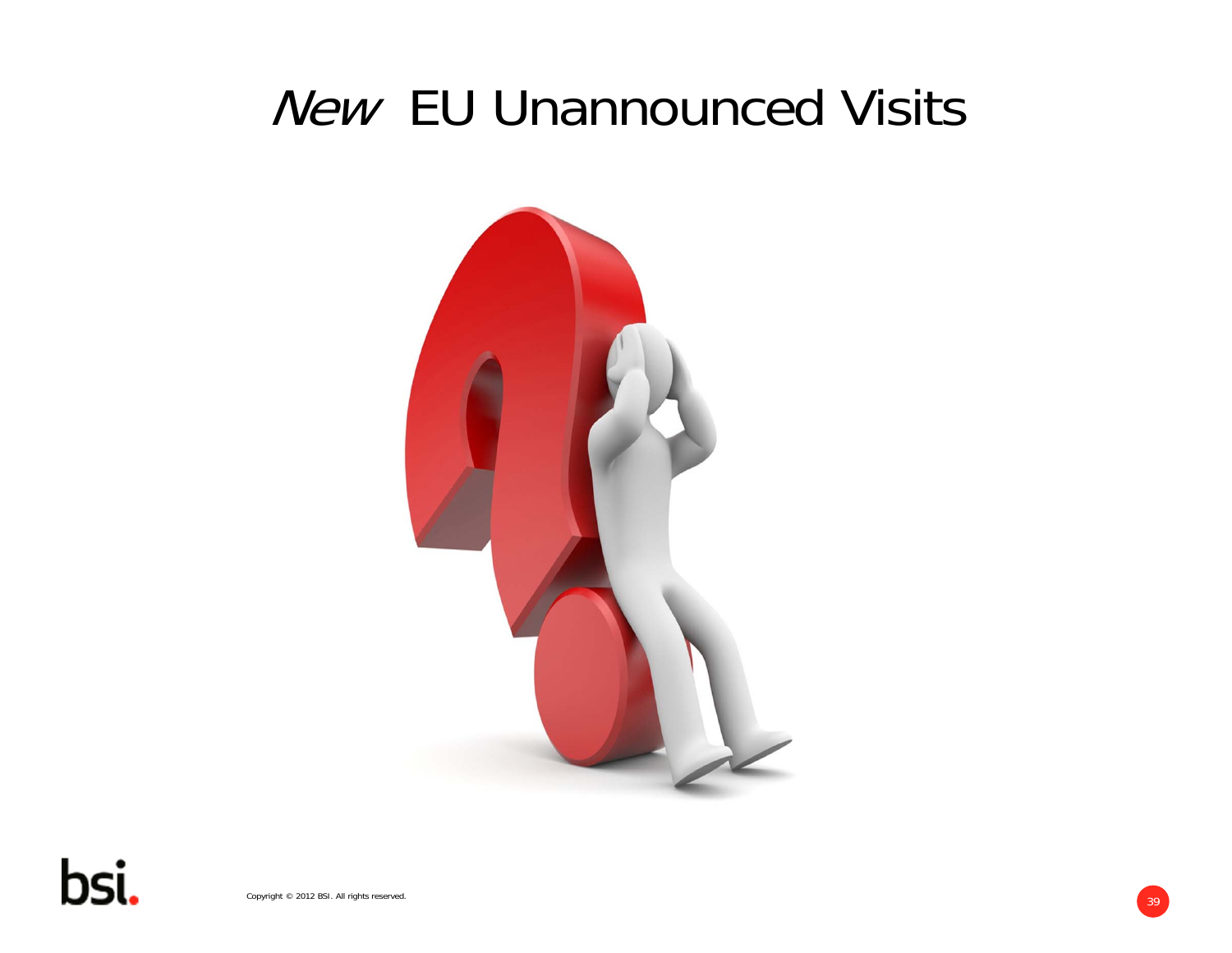# *New* EU Unannounced Visits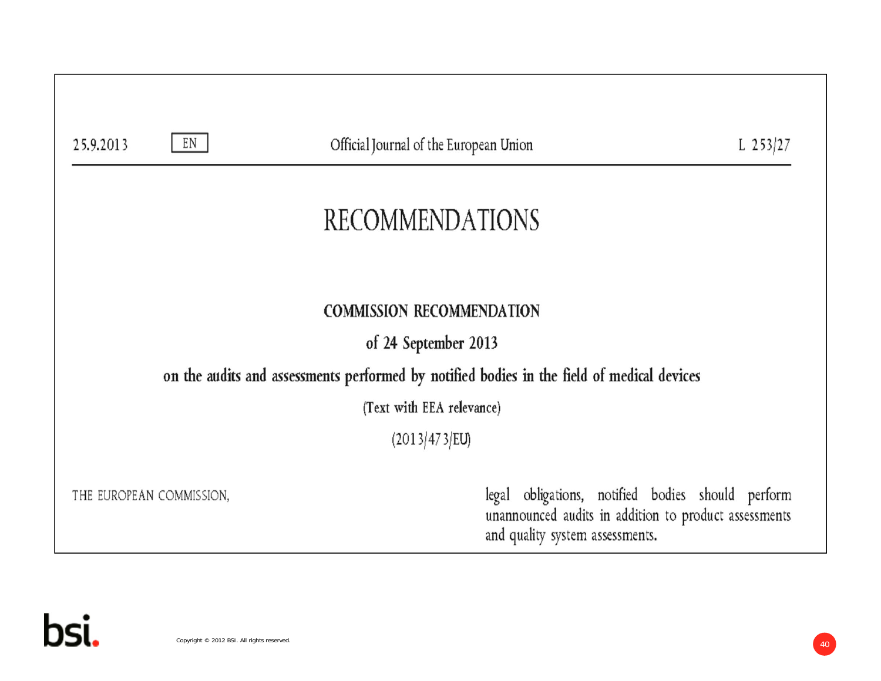25.9.2013 EN Official Journal of the European Union L 253/27

# RECOMMENDATIONS

## COMMISSION RECOMMENDATION

### of 24 September 2013

### on the audits and assessments performed by notified bodies in the field of medical devices

(Text with EEA relevance)

(2013/473/EU)

THE EUROPEAN COMMISSION,

legal obligations, notified bodies should perform unannounced audits in addition to product assessments and quality system assessments.

Copyright © 2012 BSI. All rights reserved.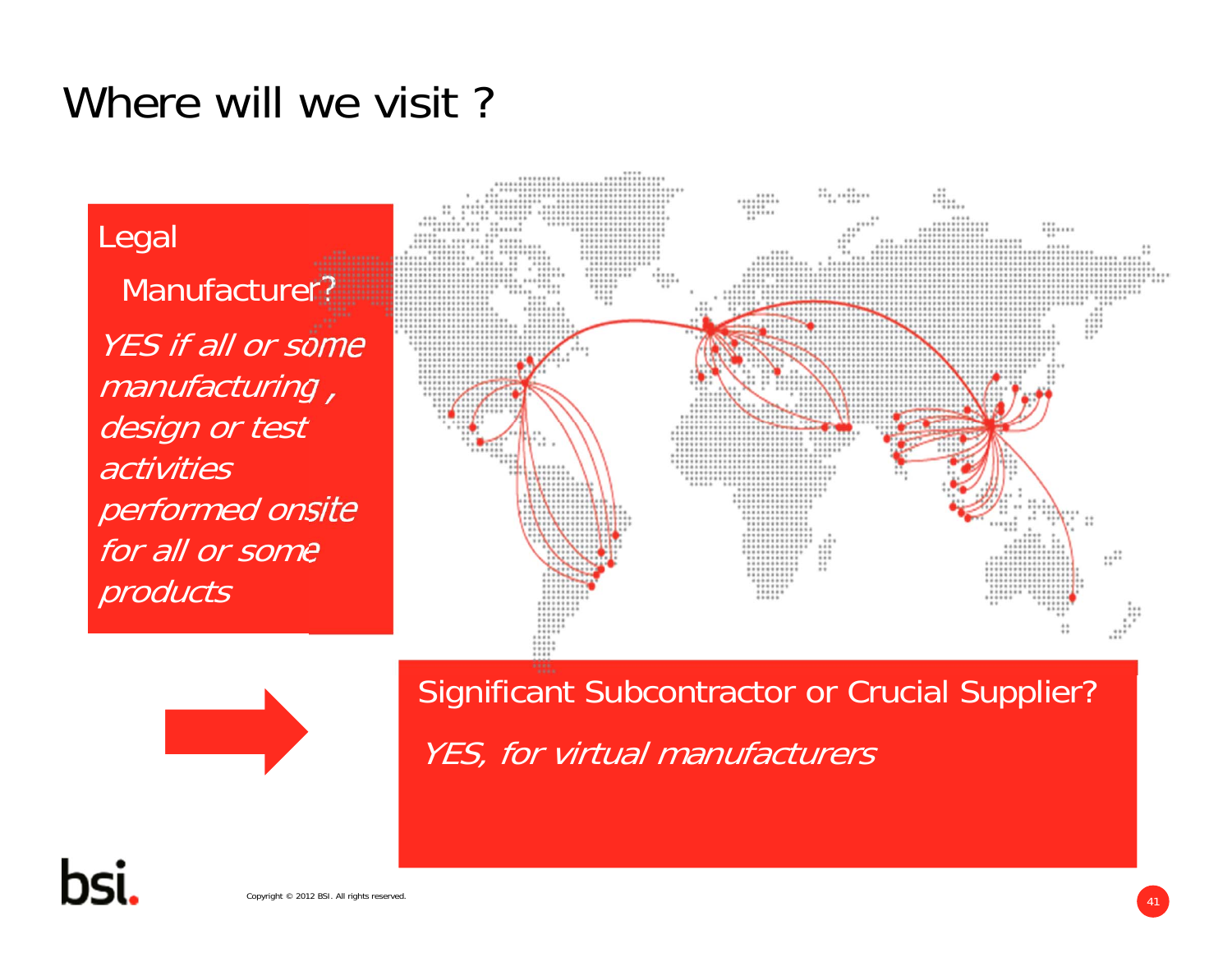# Where will we visit ?

Legal Manufacturer?

*YES if all or some manufacturing, design or test activities performed onsite for all or some products*

Significant Subcontractor or Crucial Supplier?

*YES, for virtual manufacturers*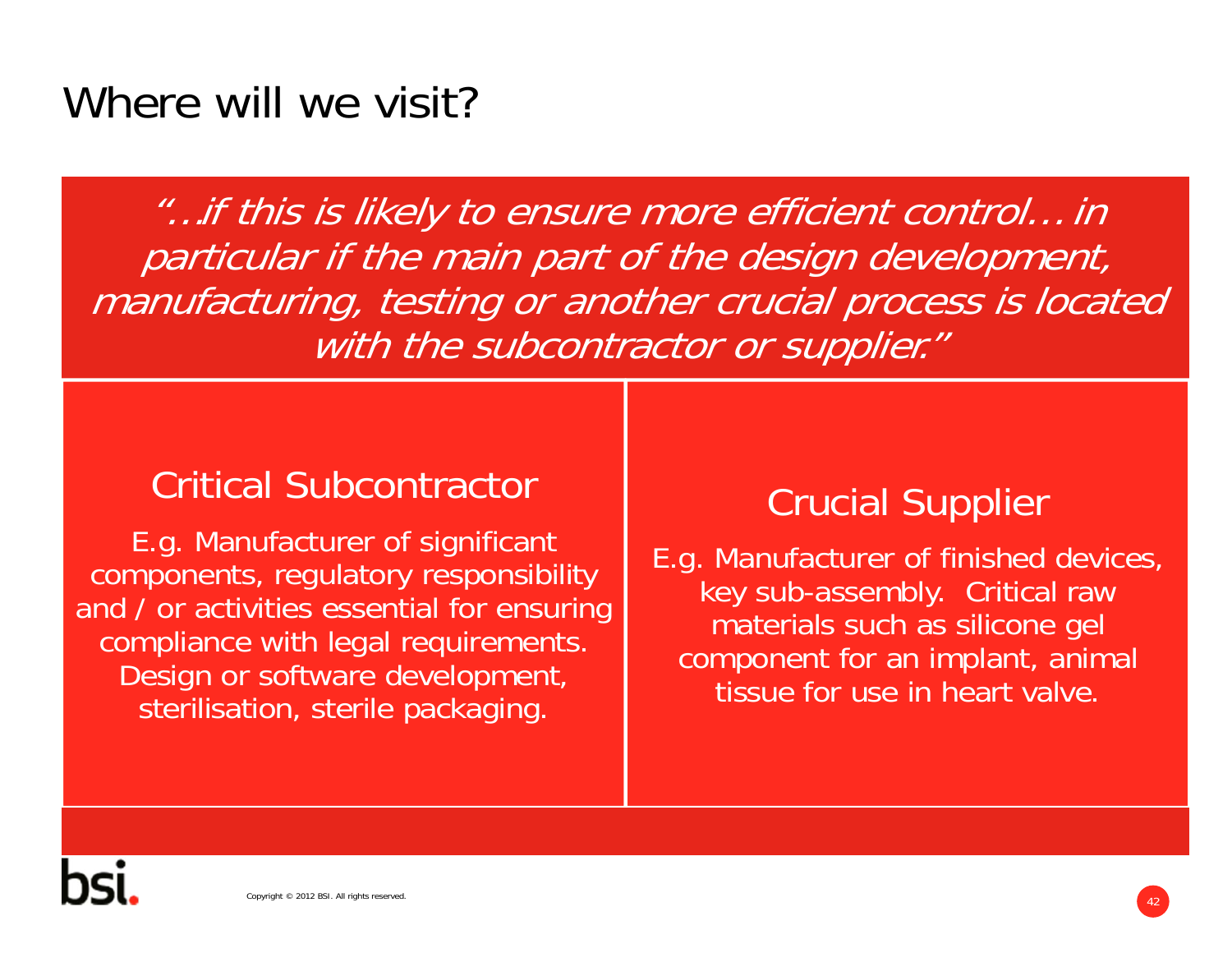# Where will we visit?

*"…if this is likely to ensure more efficient control… in particular if the main part of the design development, manufacturing, testing or another crucial process is located with the subcontractor or supplier."*

## Critical Subcontractor

E.g. Manufacturer of significant components, regulatory responsibility and / or activities essential for ensuring compliance with legal requirements. Design or software development, sterilisation, sterile packaging.

## Crucial Supplier

E.g. Manufacturer of finished devices, key sub-assembly. Critical raw materials such as silicone gel component for an implant, animal tissue for use in heart valve.

Copyright © 2012 BSI. All rights reserved.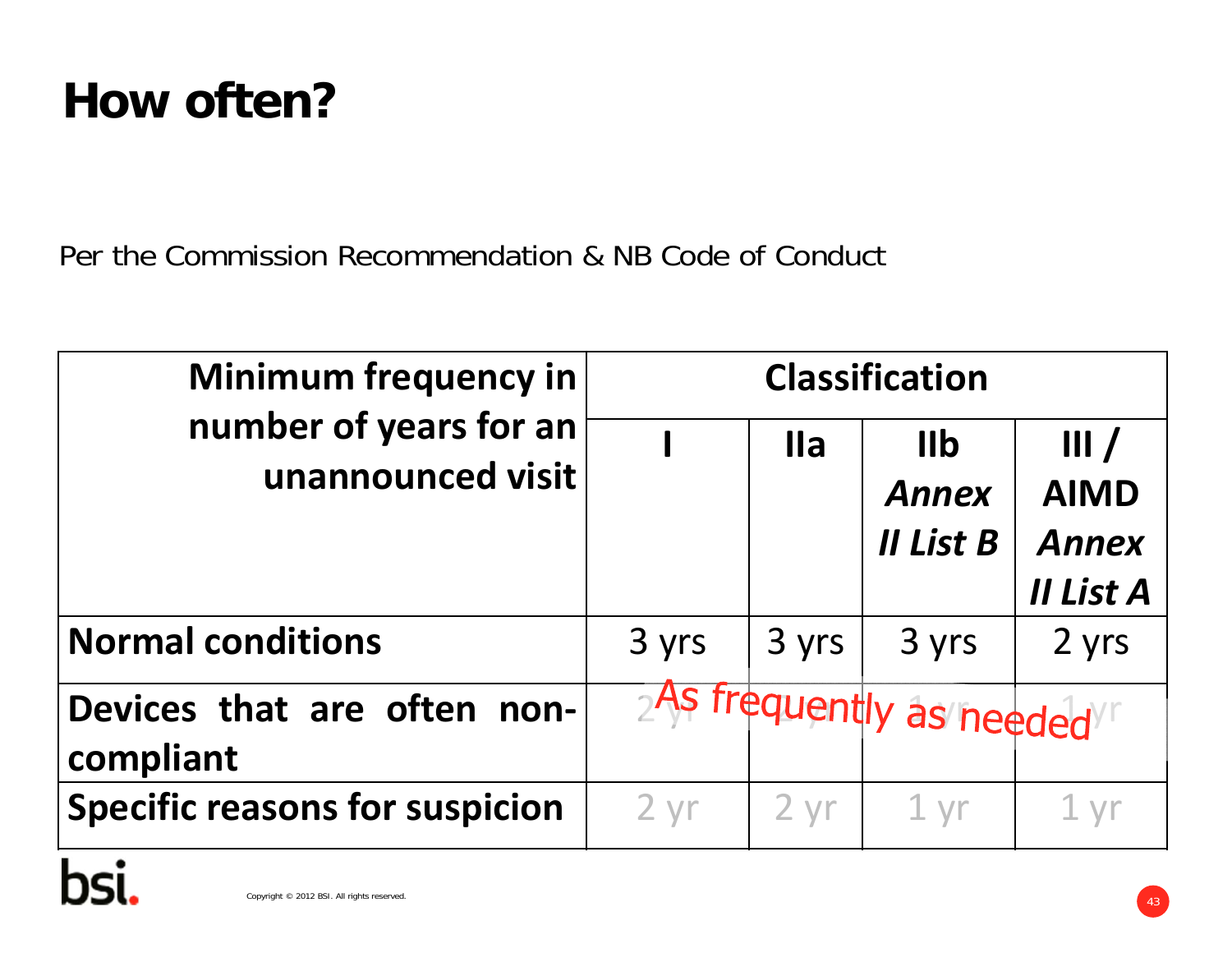# How often?

Per the Commission Recommendation & NB Code of Conduct

| Minimum frequency in number of years for an unannounced visit | Classification | | | |
|---|---|---|---|---|
| | I | IIa | IIb *Annex II List B* | III / AIMD *Annex II List A* |
| **Normal conditions** | 3 yrs | 3 yrs | 3 yrs | 2 yrs |
| **Devices that are often non-compliant** | 2 yr | 2 yr | 1 yr | 1 yr |
| **Specific reasons for suspicion** | 2 yr | 2 yr | 1 yr | 1 yr |

As frequently as needed

Copyright © 2012 BSI. All rights reserved.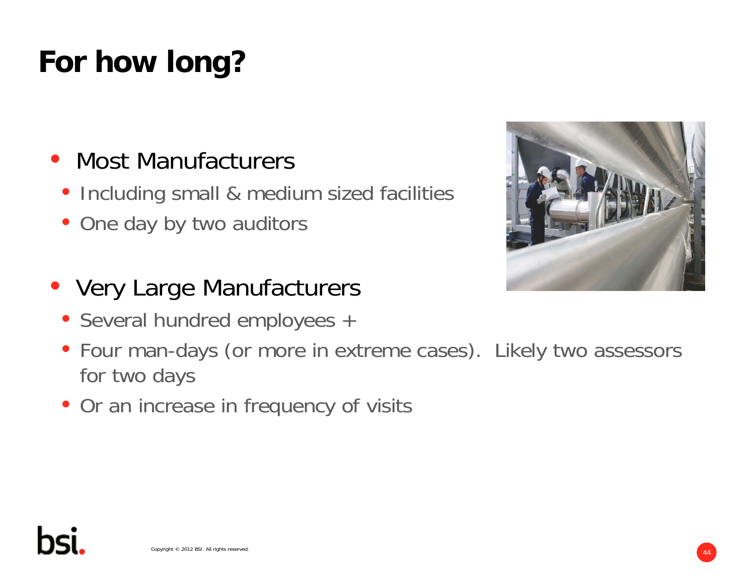# For how long?

- Most Manufacturers
  - Including small & medium sized facilities
  - One day by two auditors

- Very Large Manufacturers
  - Several hundred employees +
  - Four man-days (or more in extreme cases). Likely two assessors for two days
  - Or an increase in frequency of visits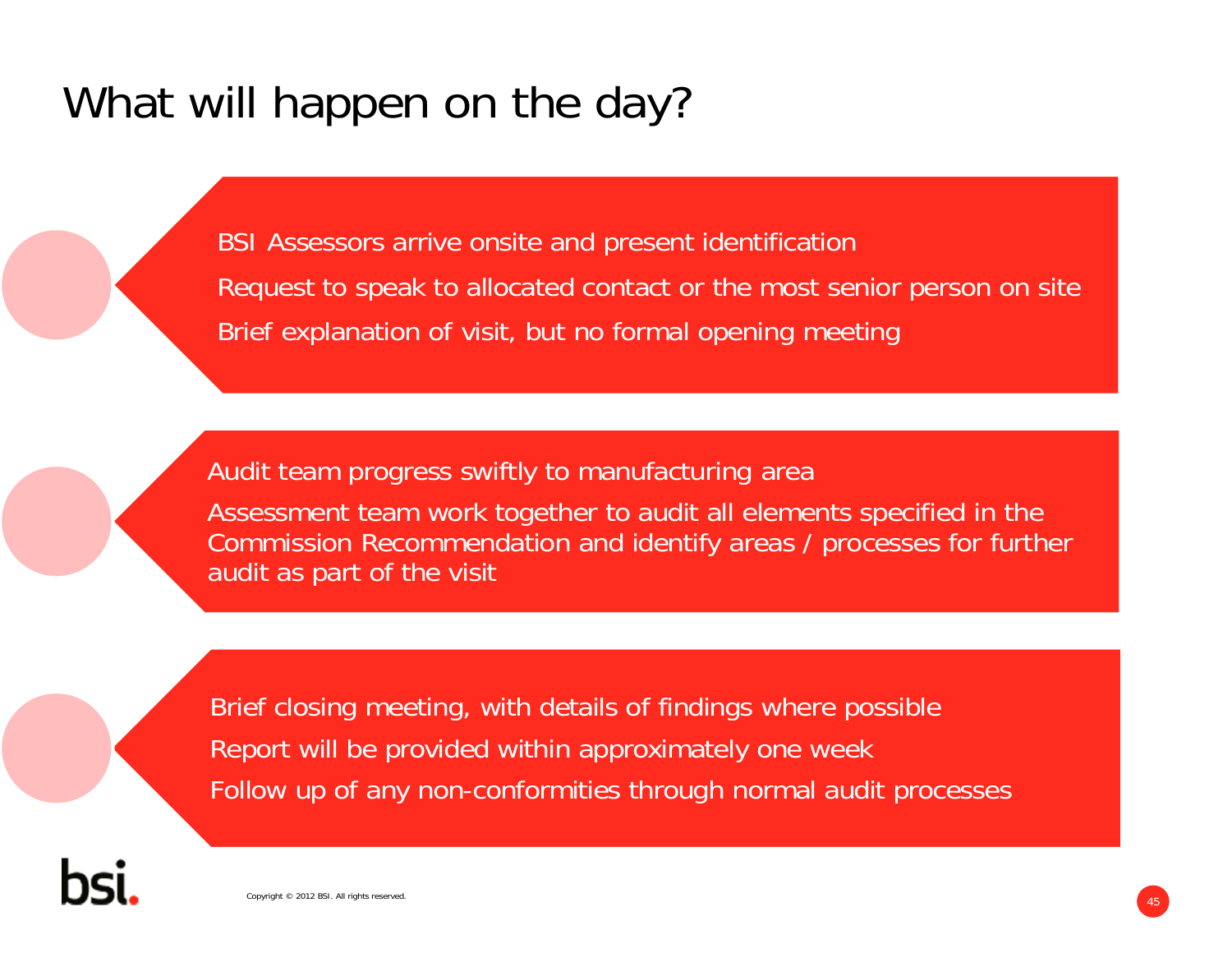# What will happen on the day?

- BSI Assessors arrive onsite and present identification
- Request to speak to allocated contact or the most senior person on site
- Brief explanation of visit, but no formal opening meeting

- Audit team progress swiftly to manufacturing area
- Assessment team work together to audit all elements specified in the Commission Recommendation and identify areas / processes for further audit as part of the visit

- Brief closing meeting, with details of findings where possible
- Report will be provided within approximately one week
- Follow up of any non-conformities through normal audit processes

Copyright © 2012 BSI. All rights reserved.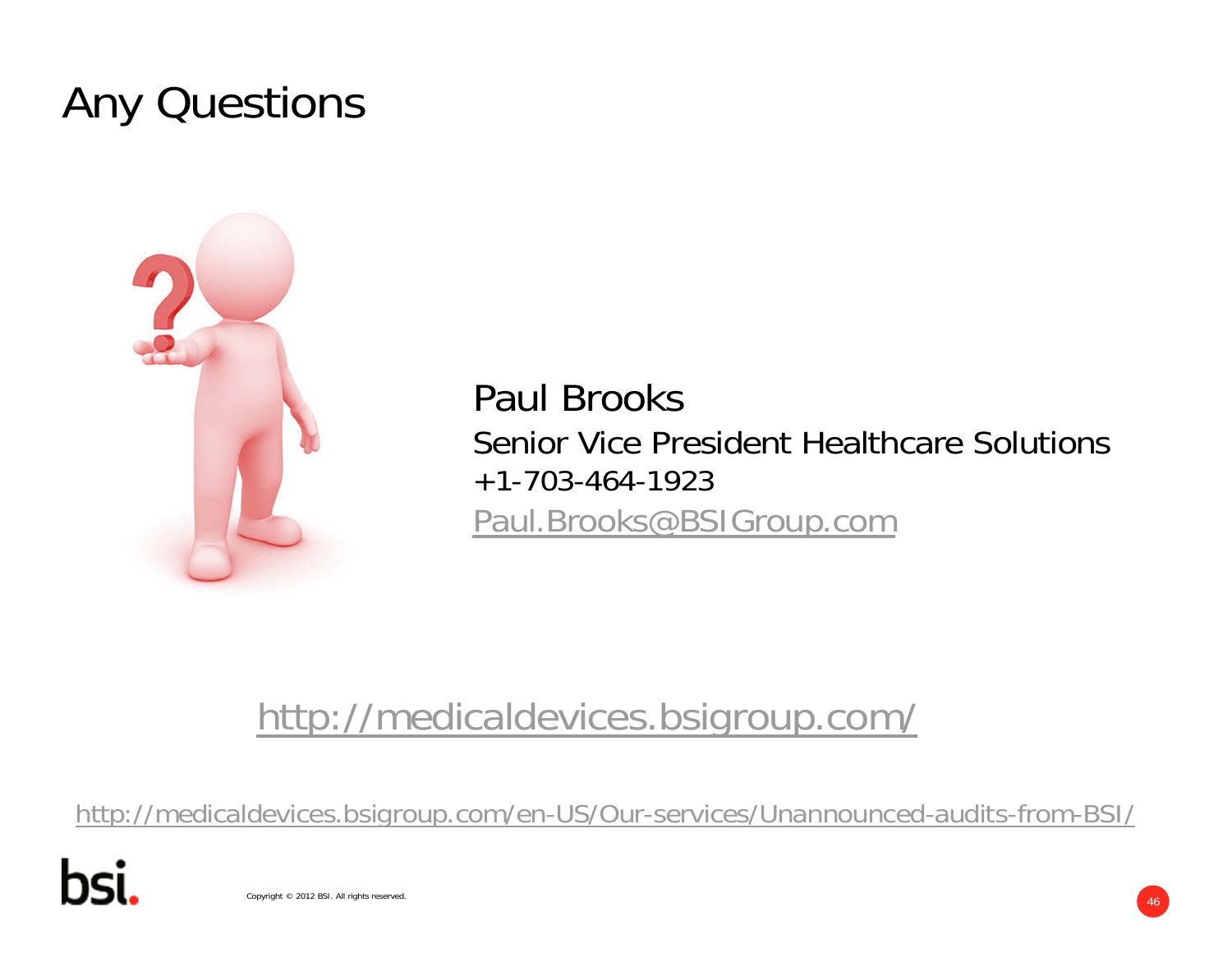# Any Questions

Paul Brooks

Senior Vice President Healthcare Solutions

+1-703-464-1923

Paul.Brooks@BSIGroup.com

http://medicaldevices.bsigroup.com/

http://medicaldevices.bsigroup.com/en-US/Our-services/Unannounced-audits-from-BSI/

Copyright © 2012 BSI. All rights reserved.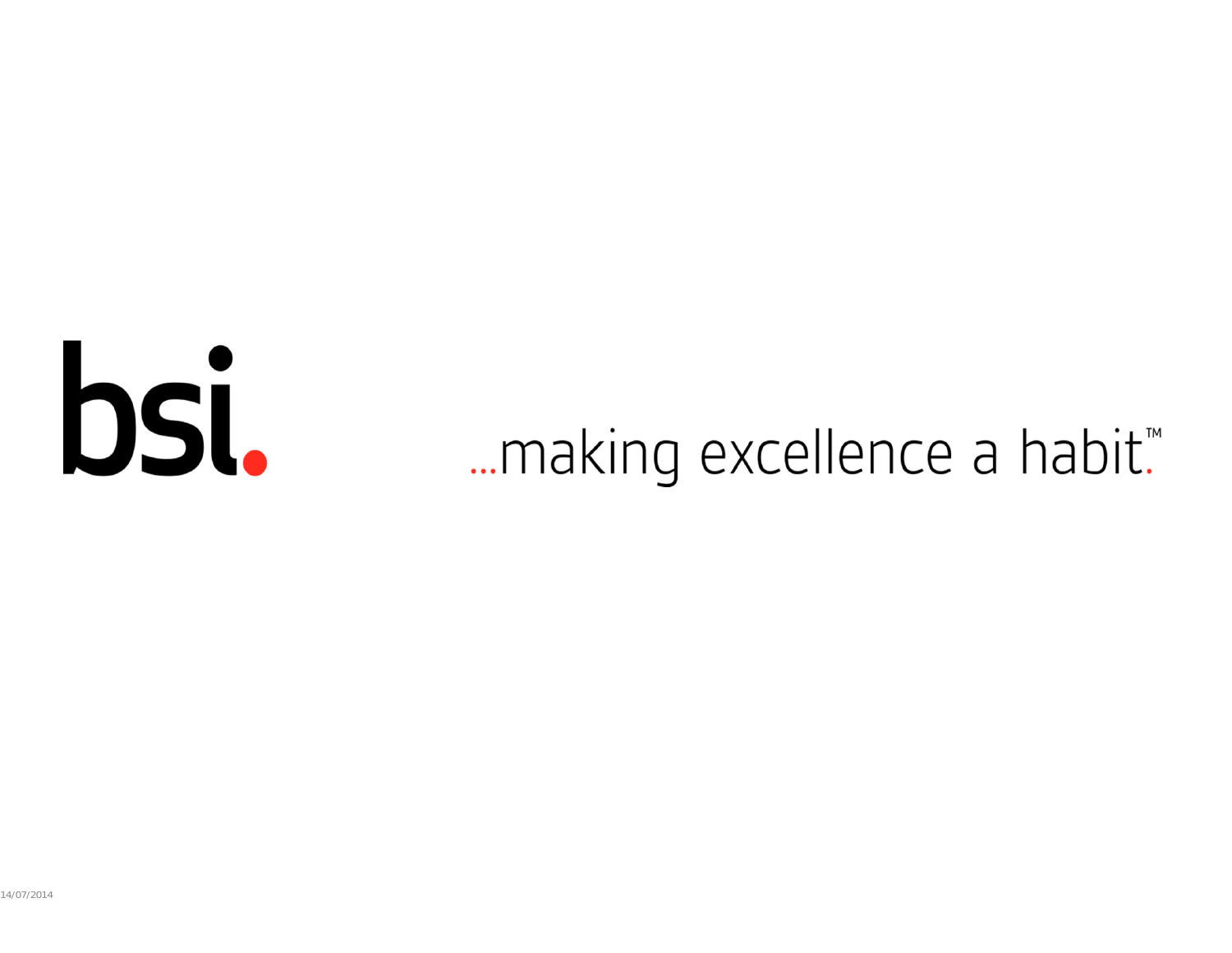bsi.

...making excellence a habit.™